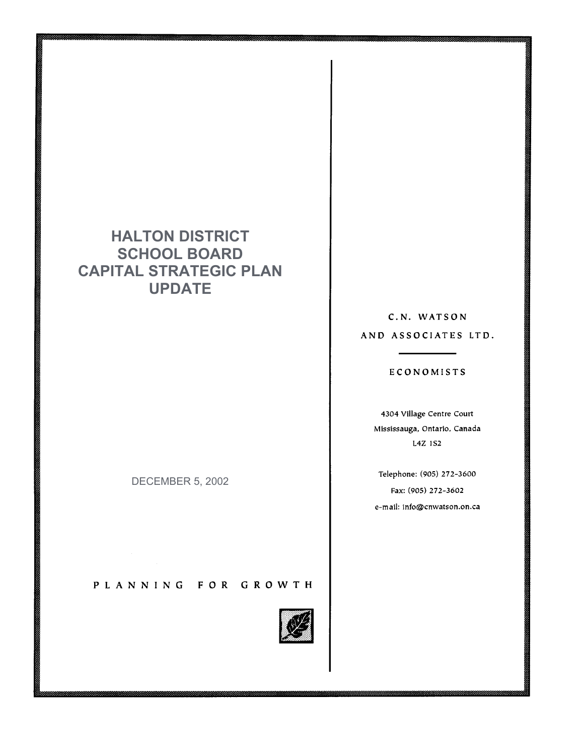# HALTON DISTRICT SCHOOL BOARD CAPITAL STRATEGIC PLAN UPDATE

DECEMBER 5, 2002

PLANNING FOR GROWTH

C.N. WATSON AND ASSOCIATES LTD.

ECONOMISTS

4304 Village Centre Court
Mississauga, Ontario, Canada
L4Z 1S2

Telephone: (905) 272-3600
Fax: (905) 272-3602
e-mail: info@cnwatson.on.ca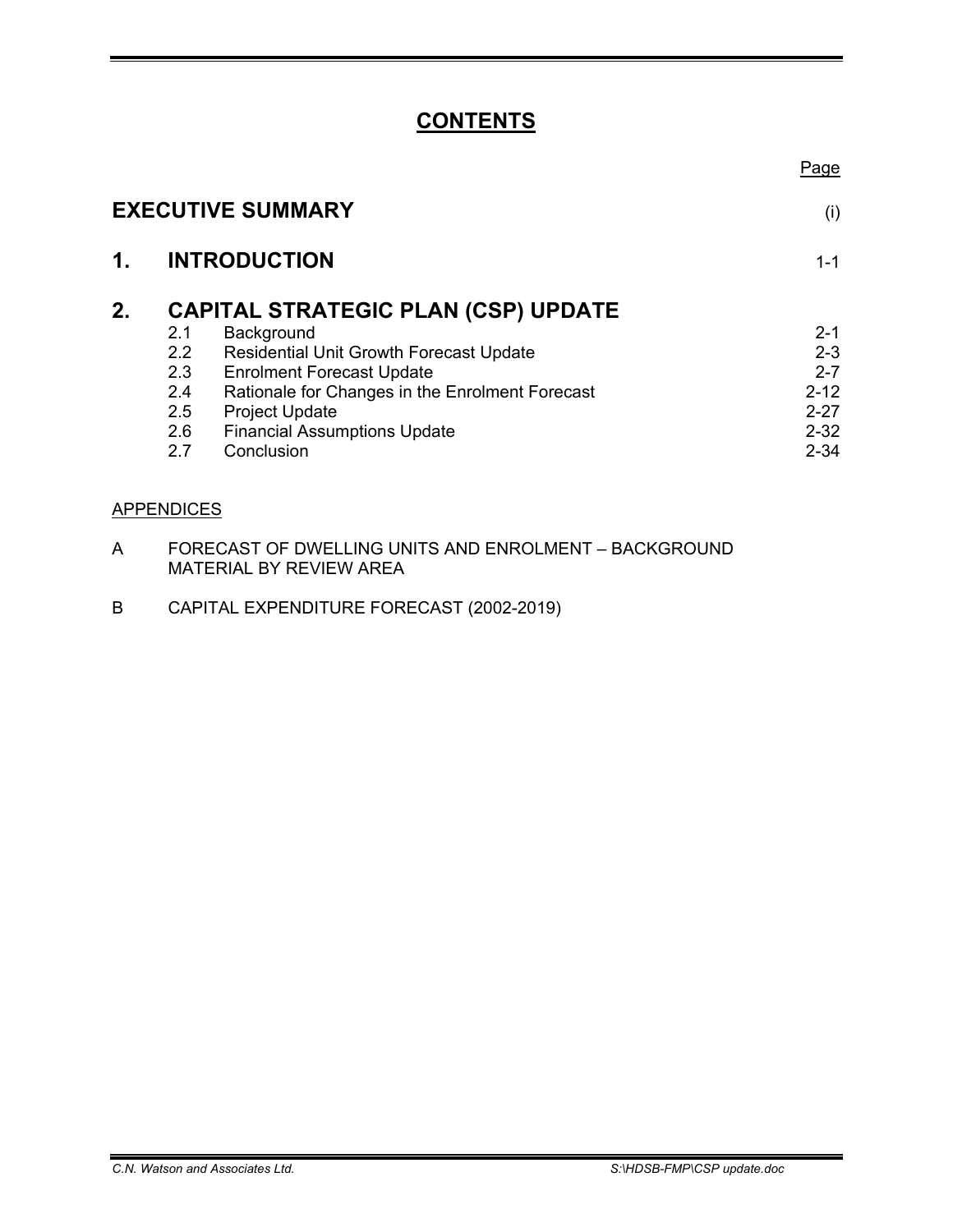# CONTENTS

| | | Page |
|---|---|---|
| **EXECUTIVE SUMMARY** | | (i) |
| **1.** | **INTRODUCTION** | 1-1 |
| **2.** | **CAPITAL STRATEGIC PLAN (CSP) UPDATE** | |
| | 2.1 Background | 2-1 |
| | 2.2 Residential Unit Growth Forecast Update | 2-3 |
| | 2.3 Enrolment Forecast Update | 2-7 |
| | 2.4 Rationale for Changes in the Enrolment Forecast | 2-12 |
| | 2.5 Project Update | 2-27 |
| | 2.6 Financial Assumptions Update | 2-32 |
| | 2.7 Conclusion | 2-34 |

APPENDICES

A FORECAST OF DWELLING UNITS AND ENROLMENT – BACKGROUND MATERIAL BY REVIEW AREA

B CAPITAL EXPENDITURE FORECAST (2002-2019)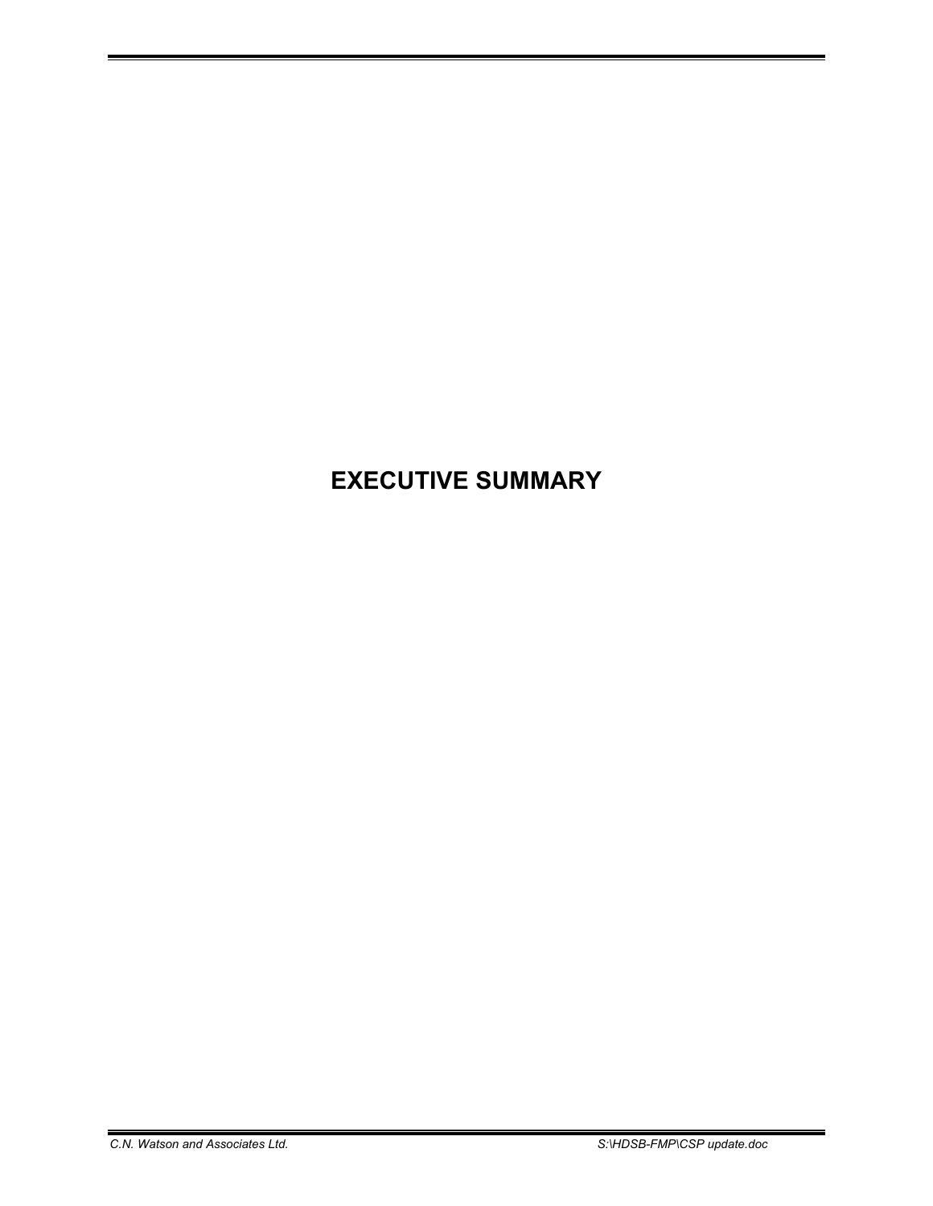# EXECUTIVE SUMMARY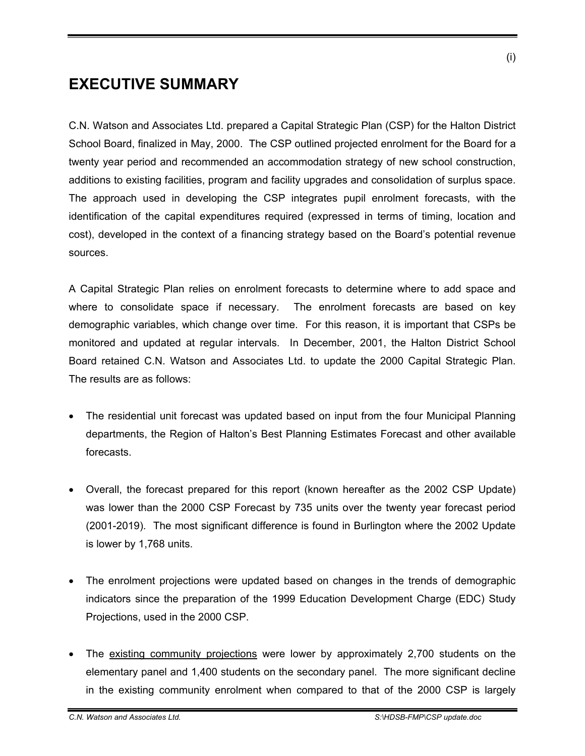# EXECUTIVE SUMMARY

C.N. Watson and Associates Ltd. prepared a Capital Strategic Plan (CSP) for the Halton District School Board, finalized in May, 2000. The CSP outlined projected enrolment for the Board for a twenty year period and recommended an accommodation strategy of new school construction, additions to existing facilities, program and facility upgrades and consolidation of surplus space. The approach used in developing the CSP integrates pupil enrolment forecasts, with the identification of the capital expenditures required (expressed in terms of timing, location and cost), developed in the context of a financing strategy based on the Board's potential revenue sources.

A Capital Strategic Plan relies on enrolment forecasts to determine where to add space and where to consolidate space if necessary. The enrolment forecasts are based on key demographic variables, which change over time. For this reason, it is important that CSPs be monitored and updated at regular intervals. In December, 2001, the Halton District School Board retained C.N. Watson and Associates Ltd. to update the 2000 Capital Strategic Plan. The results are as follows:

- The residential unit forecast was updated based on input from the four Municipal Planning departments, the Region of Halton's Best Planning Estimates Forecast and other available forecasts.

- Overall, the forecast prepared for this report (known hereafter as the 2002 CSP Update) was lower than the 2000 CSP Forecast by 735 units over the twenty year forecast period (2001-2019). The most significant difference is found in Burlington where the 2002 Update is lower by 1,768 units.

- The enrolment projections were updated based on changes in the trends of demographic indicators since the preparation of the 1999 Education Development Charge (EDC) Study Projections, used in the 2000 CSP.

- The <u>existing community projections</u> were lower by approximately 2,700 students on the elementary panel and 1,400 students on the secondary panel. The more significant decline in the existing community enrolment when compared to that of the 2000 CSP is largely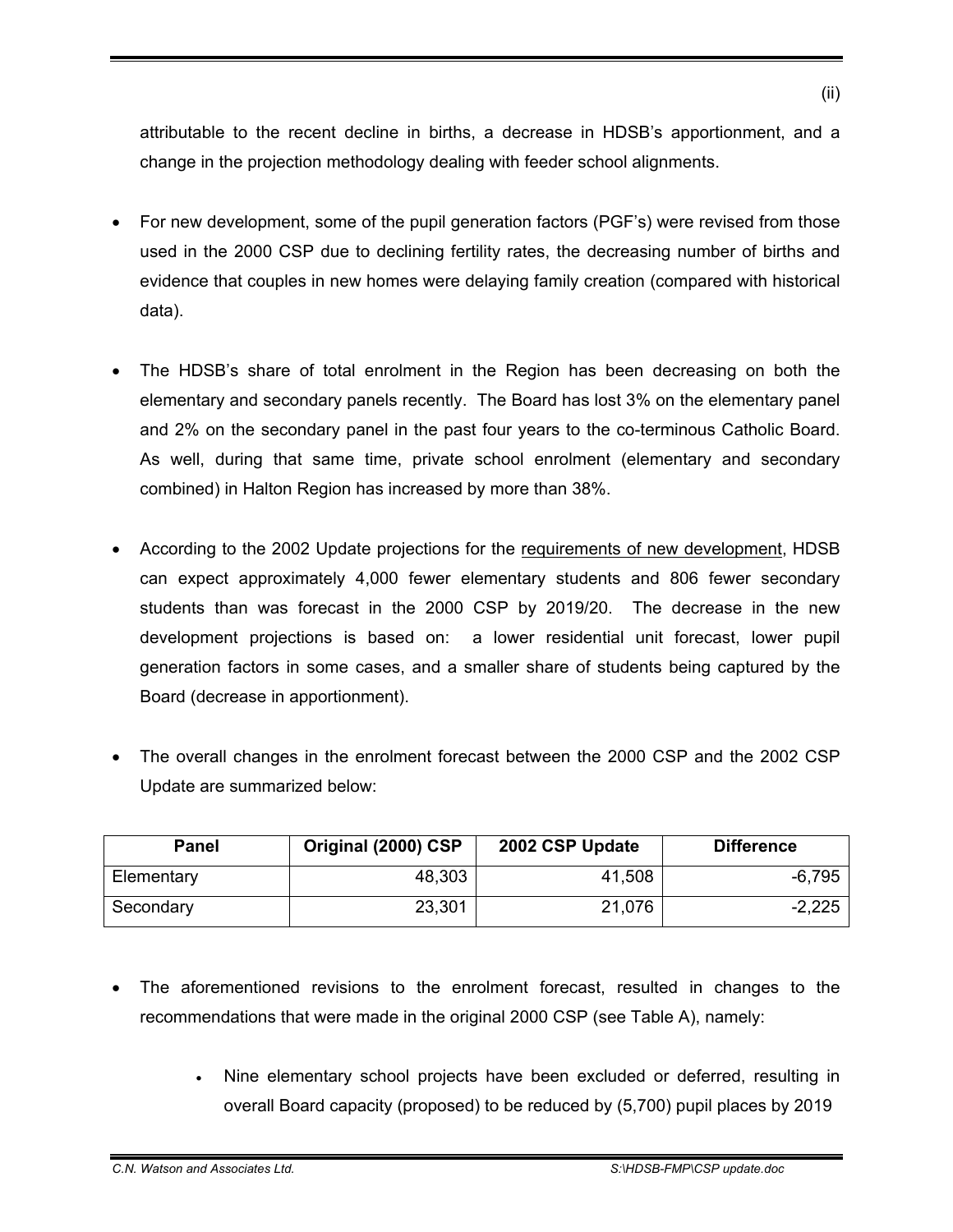attributable to the recent decline in births, a decrease in HDSB's apportionment, and a change in the projection methodology dealing with feeder school alignments.

- For new development, some of the pupil generation factors (PGF's) were revised from those used in the 2000 CSP due to declining fertility rates, the decreasing number of births and evidence that couples in new homes were delaying family creation (compared with historical data).

- The HDSB's share of total enrolment in the Region has been decreasing on both the elementary and secondary panels recently. The Board has lost 3% on the elementary panel and 2% on the secondary panel in the past four years to the co-terminous Catholic Board. As well, during that same time, private school enrolment (elementary and secondary combined) in Halton Region has increased by more than 38%.

- According to the 2002 Update projections for the <u>requirements of new development</u>, HDSB can expect approximately 4,000 fewer elementary students and 806 fewer secondary students than was forecast in the 2000 CSP by 2019/20. The decrease in the new development projections is based on: a lower residential unit forecast, lower pupil generation factors in some cases, and a smaller share of students being captured by the Board (decrease in apportionment).

- The overall changes in the enrolment forecast between the 2000 CSP and the 2002 CSP Update are summarized below:

| Panel | Original (2000) CSP | 2002 CSP Update | Difference |
|---|---|---|---|
| Elementary | 48,303 | 41,508 | -6,795 |
| Secondary | 23,301 | 21,076 | -2,225 |

- The aforementioned revisions to the enrolment forecast, resulted in changes to the recommendations that were made in the original 2000 CSP (see Table A), namely:

  - Nine elementary school projects have been excluded or deferred, resulting in overall Board capacity (proposed) to be reduced by (5,700) pupil places by 2019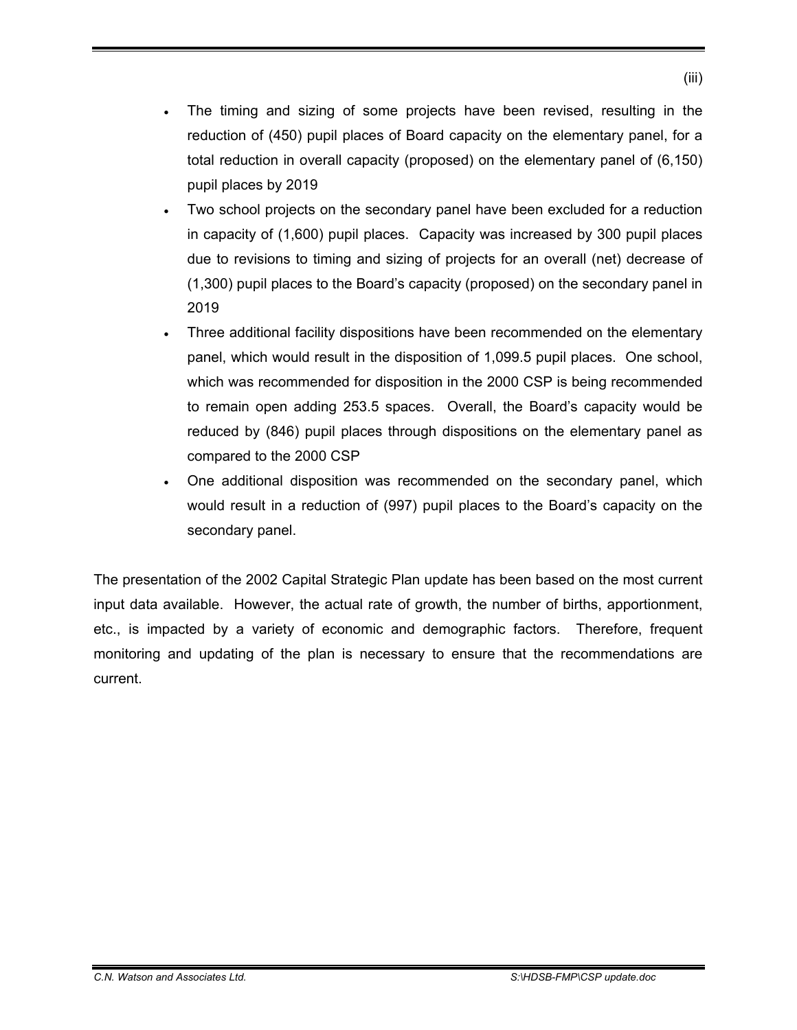- The timing and sizing of some projects have been revised, resulting in the reduction of (450) pupil places of Board capacity on the elementary panel, for a total reduction in overall capacity (proposed) on the elementary panel of (6,150) pupil places by 2019
- Two school projects on the secondary panel have been excluded for a reduction in capacity of (1,600) pupil places. Capacity was increased by 300 pupil places due to revisions to timing and sizing of projects for an overall (net) decrease of (1,300) pupil places to the Board's capacity (proposed) on the secondary panel in 2019
- Three additional facility dispositions have been recommended on the elementary panel, which would result in the disposition of 1,099.5 pupil places. One school, which was recommended for disposition in the 2000 CSP is being recommended to remain open adding 253.5 spaces. Overall, the Board's capacity would be reduced by (846) pupil places through dispositions on the elementary panel as compared to the 2000 CSP
- One additional disposition was recommended on the secondary panel, which would result in a reduction of (997) pupil places to the Board's capacity on the secondary panel.

The presentation of the 2002 Capital Strategic Plan update has been based on the most current input data available. However, the actual rate of growth, the number of births, apportionment, etc., is impacted by a variety of economic and demographic factors. Therefore, frequent monitoring and updating of the plan is necessary to ensure that the recommendations are current.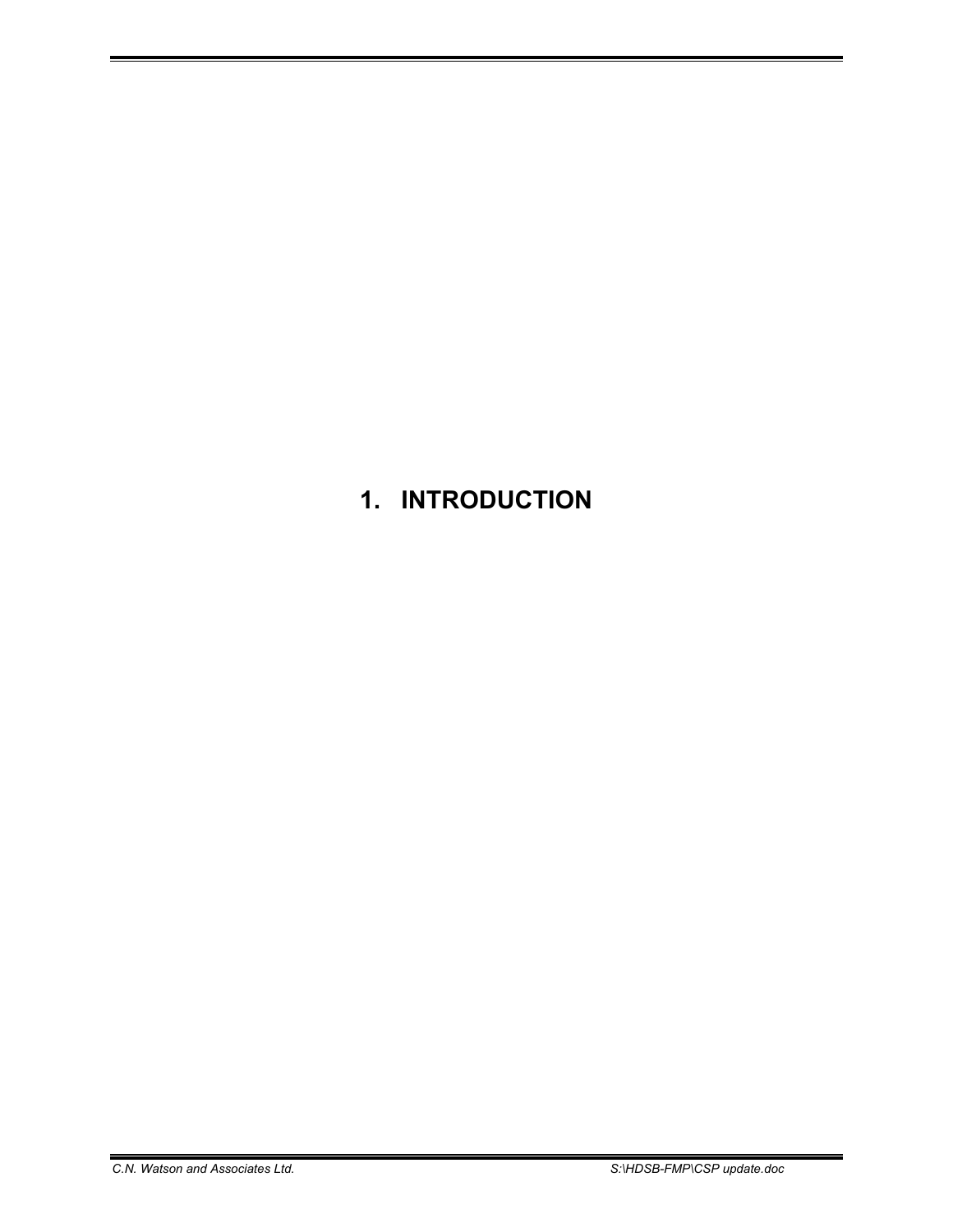# 1. INTRODUCTION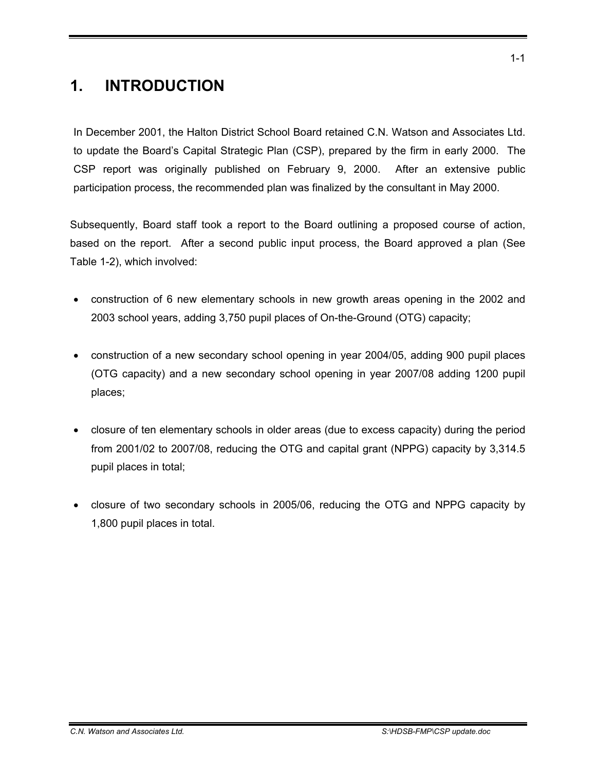# 1. INTRODUCTION

In December 2001, the Halton District School Board retained C.N. Watson and Associates Ltd. to update the Board's Capital Strategic Plan (CSP), prepared by the firm in early 2000. The CSP report was originally published on February 9, 2000. After an extensive public participation process, the recommended plan was finalized by the consultant in May 2000.

Subsequently, Board staff took a report to the Board outlining a proposed course of action, based on the report. After a second public input process, the Board approved a plan (See Table 1-2), which involved:

- construction of 6 new elementary schools in new growth areas opening in the 2002 and 2003 school years, adding 3,750 pupil places of On-the-Ground (OTG) capacity;
- construction of a new secondary school opening in year 2004/05, adding 900 pupil places (OTG capacity) and a new secondary school opening in year 2007/08 adding 1200 pupil places;
- closure of ten elementary schools in older areas (due to excess capacity) during the period from 2001/02 to 2007/08, reducing the OTG and capital grant (NPPG) capacity by 3,314.5 pupil places in total;
- closure of two secondary schools in 2005/06, reducing the OTG and NPPG capacity by 1,800 pupil places in total.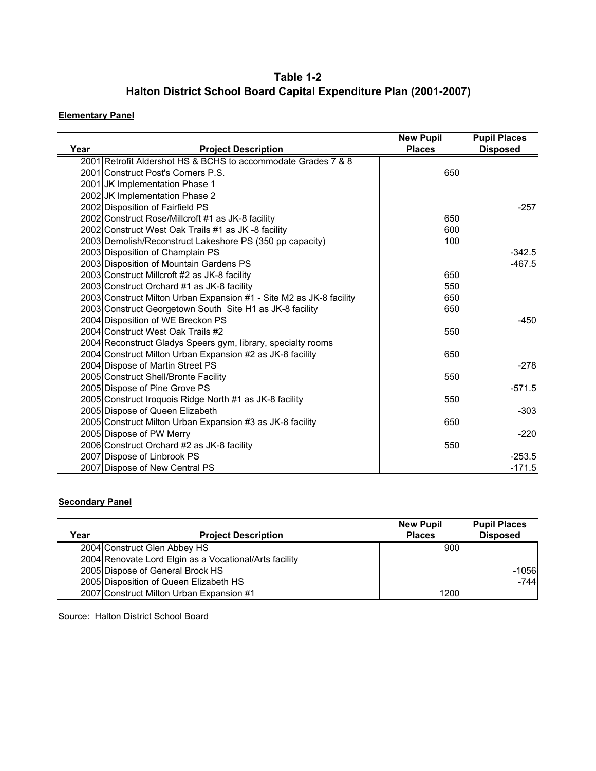# Table 1-2
# Halton District School Board Capital Expenditure Plan (2001-2007)

**Elementary Panel**

| Year | Project Description | New Pupil Places | Pupil Places Disposed |
|---|---|---|---|
| 2001 | Retrofit Aldershot HS & BCHS to accommodate Grades 7 & 8 | | |
| 2001 | Construct Post's Corners P.S. | 650 | |
| 2001 | JK Implementation Phase 1 | | |
| 2002 | JK Implementation Phase 2 | | |
| 2002 | Disposition of Fairfield PS | | -257 |
| 2002 | Construct Rose/Millcroft #1 as JK-8 facility | 650 | |
| 2002 | Construct West Oak Trails #1 as JK -8 facility | 600 | |
| 2003 | Demolish/Reconstruct Lakeshore PS (350 pp capacity) | 100 | |
| 2003 | Disposition of Champlain PS | | -342.5 |
| 2003 | Disposition of Mountain Gardens PS | | -467.5 |
| 2003 | Construct Millcroft #2 as JK-8 facility | 650 | |
| 2003 | Construct Orchard #1 as JK-8 facility | 550 | |
| 2003 | Construct Milton Urban Expansion #1 - Site M2 as JK-8 facility | 650 | |
| 2003 | Construct Georgetown South Site H1 as JK-8 facility | 650 | |
| 2004 | Disposition of WE Breckon PS | | -450 |
| 2004 | Construct West Oak Trails #2 | 550 | |
| 2004 | Reconstruct Gladys Speers gym, library, specialty rooms | | |
| 2004 | Construct Milton Urban Expansion #2 as JK-8 facility | 650 | |
| 2004 | Dispose of Martin Street PS | | -278 |
| 2005 | Construct Shell/Bronte Facility | 550 | |
| 2005 | Dispose of Pine Grove PS | | -571.5 |
| 2005 | Construct Iroquois Ridge North #1 as JK-8 facility | 550 | |
| 2005 | Dispose of Queen Elizabeth | | -303 |
| 2005 | Construct Milton Urban Expansion #3 as JK-8 facility | 650 | |
| 2005 | Dispose of PW Merry | | -220 |
| 2006 | Construct Orchard #2 as JK-8 facility | 550 | |
| 2007 | Dispose of Linbrook PS | | -253.5 |
| 2007 | Dispose of New Central PS | | -171.5 |

**Secondary Panel**

| Year | Project Description | New Pupil Places | Pupil Places Disposed |
|---|---|---|---|
| 2004 | Construct Glen Abbey HS | 900 | |
| 2004 | Renovate Lord Elgin as a Vocational/Arts facility | | |
| 2005 | Dispose of General Brock HS | | -1056 |
| 2005 | Disposition of Queen Elizabeth HS | | -744 |
| 2007 | Construct Milton Urban Expansion #1 | 1200 | |

Source: Halton District School Board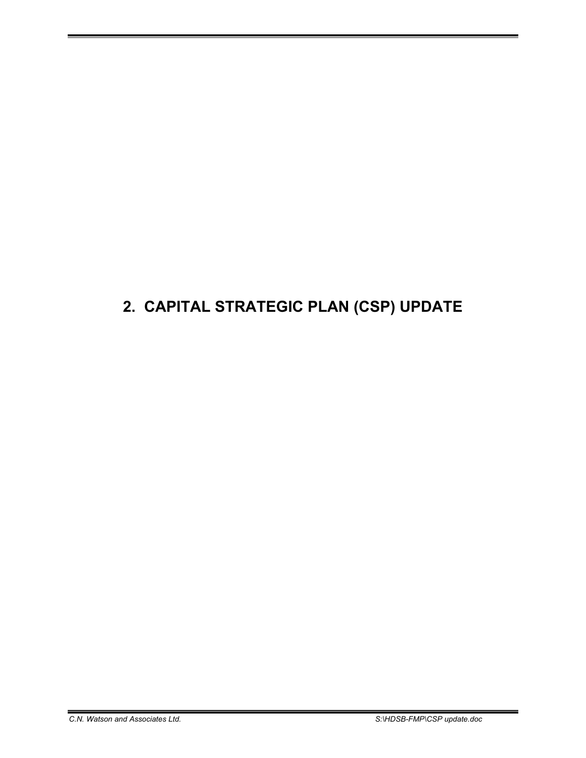# 2. CAPITAL STRATEGIC PLAN (CSP) UPDATE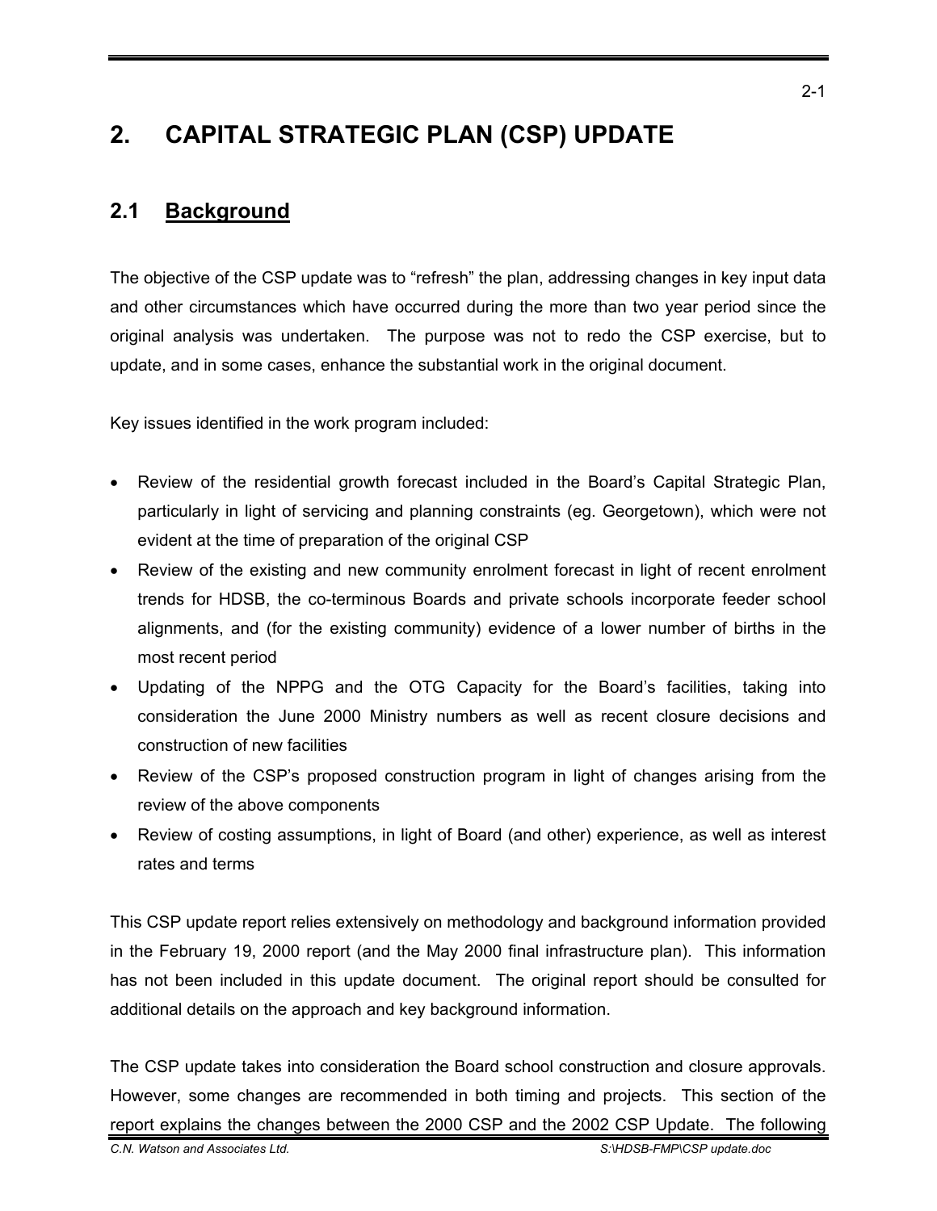# 2. CAPITAL STRATEGIC PLAN (CSP) UPDATE

## 2.1 Background

The objective of the CSP update was to "refresh" the plan, addressing changes in key input data and other circumstances which have occurred during the more than two year period since the original analysis was undertaken. The purpose was not to redo the CSP exercise, but to update, and in some cases, enhance the substantial work in the original document.

Key issues identified in the work program included:

- Review of the residential growth forecast included in the Board's Capital Strategic Plan, particularly in light of servicing and planning constraints (eg. Georgetown), which were not evident at the time of preparation of the original CSP
- Review of the existing and new community enrolment forecast in light of recent enrolment trends for HDSB, the co-terminous Boards and private schools incorporate feeder school alignments, and (for the existing community) evidence of a lower number of births in the most recent period
- Updating of the NPPG and the OTG Capacity for the Board's facilities, taking into consideration the June 2000 Ministry numbers as well as recent closure decisions and construction of new facilities
- Review of the CSP's proposed construction program in light of changes arising from the review of the above components
- Review of costing assumptions, in light of Board (and other) experience, as well as interest rates and terms

This CSP update report relies extensively on methodology and background information provided in the February 19, 2000 report (and the May 2000 final infrastructure plan). This information has not been included in this update document. The original report should be consulted for additional details on the approach and key background information.

The CSP update takes into consideration the Board school construction and closure approvals. However, some changes are recommended in both timing and projects. This section of the report explains the changes between the 2000 CSP and the 2002 CSP Update. The following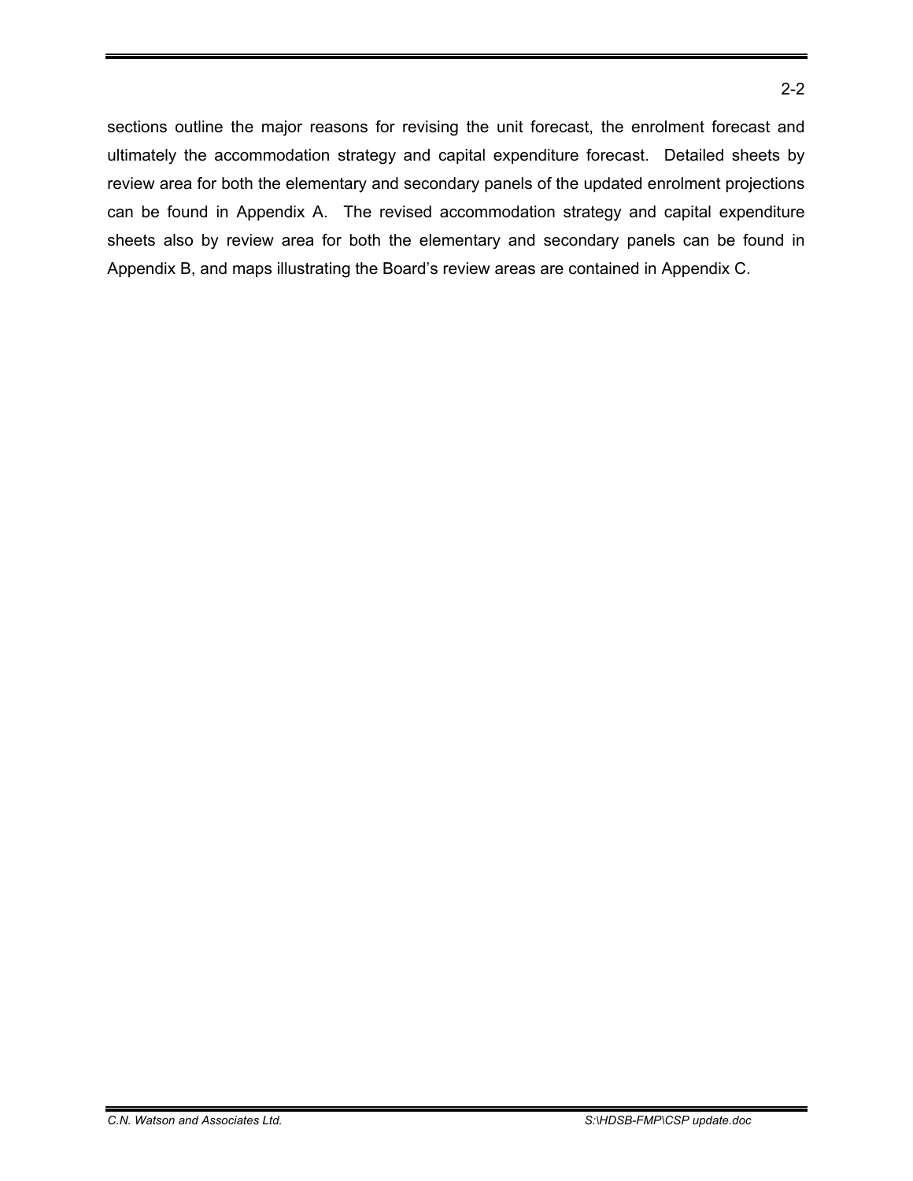sections outline the major reasons for revising the unit forecast, the enrolment forecast and ultimately the accommodation strategy and capital expenditure forecast. Detailed sheets by review area for both the elementary and secondary panels of the updated enrolment projections can be found in Appendix A. The revised accommodation strategy and capital expenditure sheets also by review area for both the elementary and secondary panels can be found in Appendix B, and maps illustrating the Board's review areas are contained in Appendix C.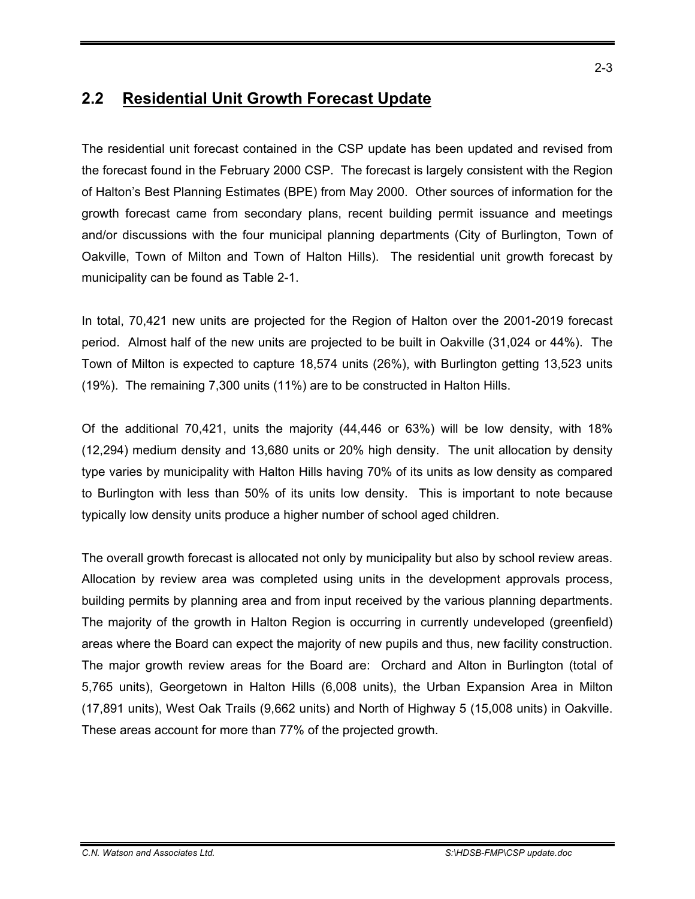## 2.2 Residential Unit Growth Forecast Update

The residential unit forecast contained in the CSP update has been updated and revised from the forecast found in the February 2000 CSP. The forecast is largely consistent with the Region of Halton's Best Planning Estimates (BPE) from May 2000. Other sources of information for the growth forecast came from secondary plans, recent building permit issuance and meetings and/or discussions with the four municipal planning departments (City of Burlington, Town of Oakville, Town of Milton and Town of Halton Hills). The residential unit growth forecast by municipality can be found as Table 2-1.

In total, 70,421 new units are projected for the Region of Halton over the 2001-2019 forecast period. Almost half of the new units are projected to be built in Oakville (31,024 or 44%). The Town of Milton is expected to capture 18,574 units (26%), with Burlington getting 13,523 units (19%). The remaining 7,300 units (11%) are to be constructed in Halton Hills.

Of the additional 70,421, units the majority (44,446 or 63%) will be low density, with 18% (12,294) medium density and 13,680 units or 20% high density. The unit allocation by density type varies by municipality with Halton Hills having 70% of its units as low density as compared to Burlington with less than 50% of its units low density. This is important to note because typically low density units produce a higher number of school aged children.

The overall growth forecast is allocated not only by municipality but also by school review areas. Allocation by review area was completed using units in the development approvals process, building permits by planning area and from input received by the various planning departments. The majority of the growth in Halton Region is occurring in currently undeveloped (greenfield) areas where the Board can expect the majority of new pupils and thus, new facility construction. The major growth review areas for the Board are: Orchard and Alton in Burlington (total of 5,765 units), Georgetown in Halton Hills (6,008 units), the Urban Expansion Area in Milton (17,891 units), West Oak Trails (9,662 units) and North of Highway 5 (15,008 units) in Oakville. These areas account for more than 77% of the projected growth.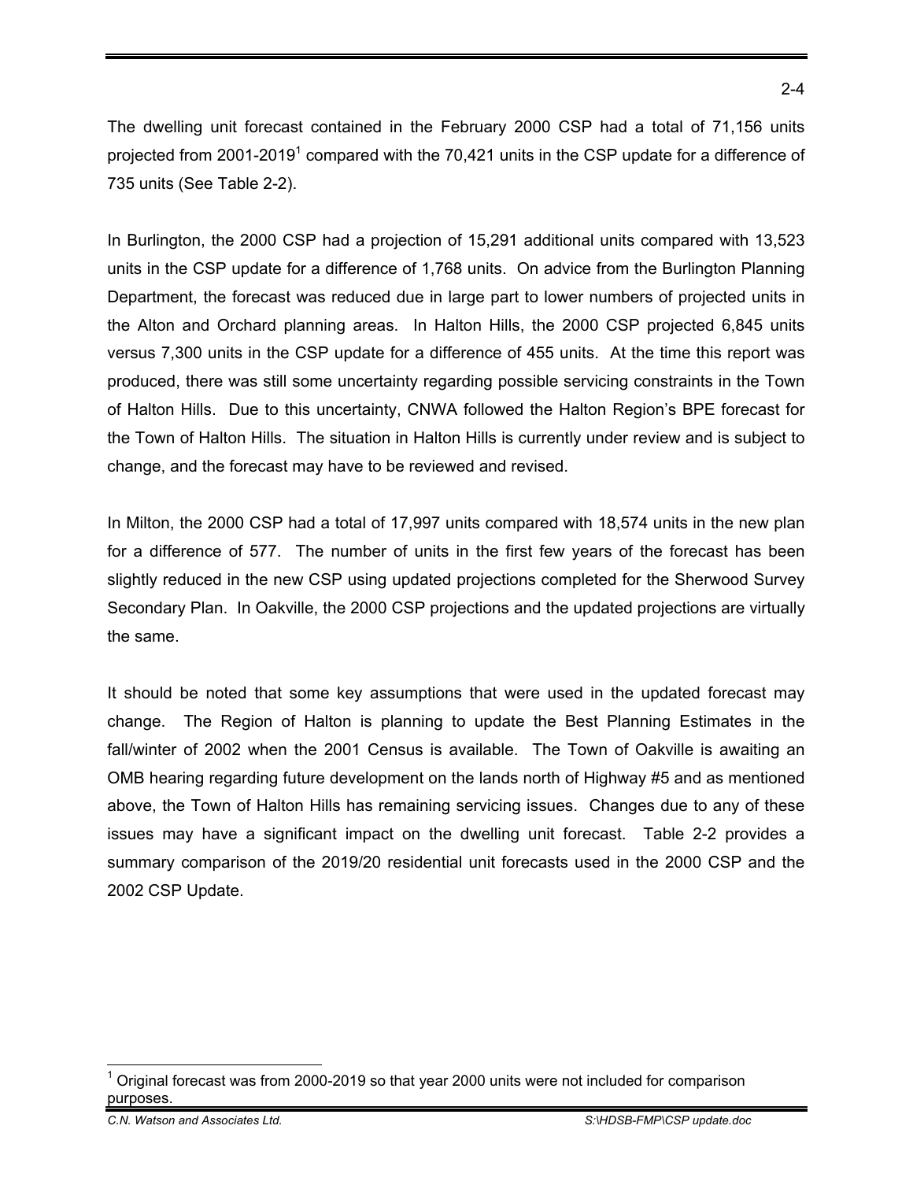The dwelling unit forecast contained in the February 2000 CSP had a total of 71,156 units projected from 2001-2019[1] compared with the 70,421 units in the CSP update for a difference of 735 units (See Table 2-2).

In Burlington, the 2000 CSP had a projection of 15,291 additional units compared with 13,523 units in the CSP update for a difference of 1,768 units. On advice from the Burlington Planning Department, the forecast was reduced due in large part to lower numbers of projected units in the Alton and Orchard planning areas. In Halton Hills, the 2000 CSP projected 6,845 units versus 7,300 units in the CSP update for a difference of 455 units. At the time this report was produced, there was still some uncertainty regarding possible servicing constraints in the Town of Halton Hills. Due to this uncertainty, CNWA followed the Halton Region's BPE forecast for the Town of Halton Hills. The situation in Halton Hills is currently under review and is subject to change, and the forecast may have to be reviewed and revised.

In Milton, the 2000 CSP had a total of 17,997 units compared with 18,574 units in the new plan for a difference of 577. The number of units in the first few years of the forecast has been slightly reduced in the new CSP using updated projections completed for the Sherwood Survey Secondary Plan. In Oakville, the 2000 CSP projections and the updated projections are virtually the same.

It should be noted that some key assumptions that were used in the updated forecast may change. The Region of Halton is planning to update the Best Planning Estimates in the fall/winter of 2002 when the 2001 Census is available. The Town of Oakville is awaiting an OMB hearing regarding future development on the lands north of Highway #5 and as mentioned above, the Town of Halton Hills has remaining servicing issues. Changes due to any of these issues may have a significant impact on the dwelling unit forecast. Table 2-2 provides a summary comparison of the 2019/20 residential unit forecasts used in the 2000 CSP and the 2002 CSP Update.

[1] Original forecast was from 2000-2019 so that year 2000 units were not included for comparison purposes.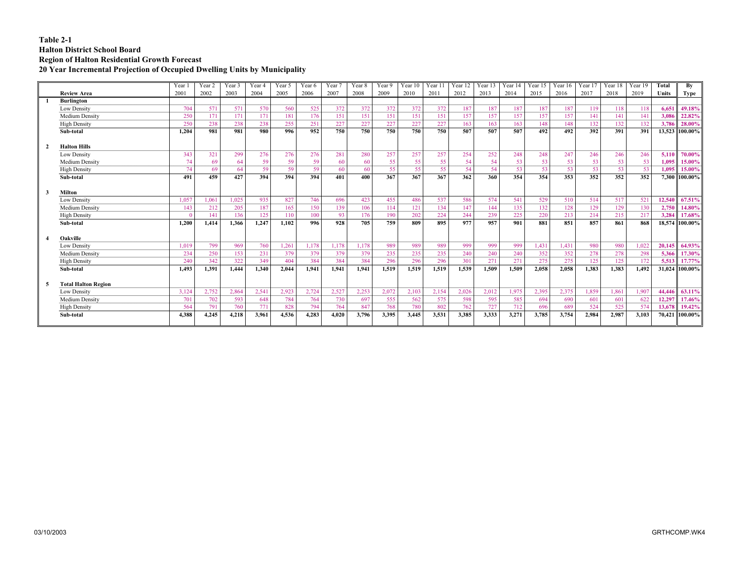**Table 2-1**
**Halton District School Board**
**Region of Halton Residential Growth Forecast**
**20 Year Incremental Projection of Occupied Dwelling Units by Municipality**

| | Review Area | Year 1 2001 | Year 2 2002 | Year 3 2003 | Year 4 2004 | Year 5 2005 | Year 6 2006 | Year 7 2007 | Year 8 2008 | Year 9 2009 | Year 10 2010 | Year 11 2011 | Year 12 2012 | Year 13 2013 | Year 14 2014 | Year 15 2015 | Year 16 2016 | Year 17 2017 | Year 18 2018 | Year 19 2019 | Total Units | By Type |
|---|---|---|---|---|---|---|---|---|---|---|---|---|---|---|---|---|---|---|---|---|---|---|
| **1** | **Burlington** | | | | | | | | | | | | | | | | | | | | | |
| | Low Density | 704 | 571 | 571 | 570 | 560 | 525 | 372 | 372 | 372 | 372 | 372 | 187 | 187 | 187 | 187 | 187 | 119 | 118 | 118 | **6,651** | **49.18%** |
| | Medium Density | 250 | 171 | 171 | 171 | 181 | 176 | 151 | 151 | 151 | 151 | 151 | 157 | 157 | 157 | 157 | 157 | 141 | 141 | 141 | **3,086** | **22.82%** |
| | High Density | 250 | 238 | 238 | 238 | 255 | 251 | 227 | 227 | 227 | 227 | 227 | 163 | 163 | 163 | 148 | 148 | 132 | 132 | 132 | **3,786** | **28.00%** |
| | **Sub-total** | **1,204** | **981** | **981** | **980** | **996** | **952** | **750** | **750** | **750** | **750** | **750** | **507** | **507** | **507** | **492** | **492** | **392** | **391** | **391** | **13,523** | **100.00%** |
| **2** | **Halton Hills** | | | | | | | | | | | | | | | | | | | | | |
| | Low Density | 343 | 321 | 299 | 276 | 276 | 276 | 281 | 280 | 257 | 257 | 257 | 254 | 252 | 248 | 248 | 247 | 246 | 246 | 246 | **5,110** | **70.00%** |
| | Medium Density | 74 | 69 | 64 | 59 | 59 | 59 | 60 | 60 | 55 | 55 | 55 | 54 | 54 | 53 | 53 | 53 | 53 | 53 | 53 | **1,095** | **15.00%** |
| | High Density | 74 | 69 | 64 | 59 | 59 | 59 | 60 | 60 | 55 | 55 | 55 | 54 | 54 | 53 | 53 | 53 | 53 | 53 | 53 | **1,095** | **15.00%** |
| | **Sub-total** | **491** | **459** | **427** | **394** | **394** | **394** | **401** | **400** | **367** | **367** | **367** | **362** | **360** | **354** | **354** | **353** | **352** | **352** | **352** | **7,300** | **100.00%** |
| **3** | **Milton** | | | | | | | | | | | | | | | | | | | | | |
| | Low Density | 1,057 | 1,061 | 1,025 | 935 | 827 | 746 | 696 | 423 | 455 | 486 | 537 | 586 | 574 | 541 | 529 | 510 | 514 | 517 | 521 | **12,540** | **67.51%** |
| | Medium Density | 143 | 212 | 205 | 187 | 165 | 150 | 139 | 106 | 114 | 121 | 134 | 147 | 144 | 135 | 132 | 128 | 129 | 129 | 130 | **2,750** | **14.80%** |
| | High Density | 0 | 141 | 136 | 125 | 110 | 100 | 93 | 176 | 190 | 202 | 224 | 244 | 239 | 225 | 220 | 213 | 214 | 215 | 217 | **3,284** | **17.68%** |
| | **Sub-total** | **1,200** | **1,414** | **1,366** | **1,247** | **1,102** | **996** | **928** | **705** | **759** | **809** | **895** | **977** | **957** | **901** | **881** | **851** | **857** | **861** | **868** | **18,574** | **100.00%** |
| **4** | **Oakville** | | | | | | | | | | | | | | | | | | | | | |
| | Low Density | 1,019 | 799 | 969 | 760 | 1,261 | 1,178 | 1,178 | 1,178 | 989 | 989 | 989 | 999 | 999 | 999 | 1,431 | 1,431 | 980 | 980 | 1,022 | **20,145** | **64.93%** |
| | Medium Density | 234 | 250 | 153 | 231 | 379 | 379 | 379 | 379 | 235 | 235 | 235 | 240 | 240 | 240 | 352 | 352 | 278 | 278 | 298 | **5,366** | **17.30%** |
| | High Density | 240 | 342 | 322 | 349 | 404 | 384 | 384 | 384 | 296 | 296 | 296 | 301 | 271 | 271 | 275 | 275 | 125 | 125 | 172 | **5,513** | **17.77%** |
| | **Sub-total** | **1,493** | **1,391** | **1,444** | **1,340** | **2,044** | **1,941** | **1,941** | **1,941** | **1,519** | **1,519** | **1,519** | **1,539** | **1,509** | **1,509** | **2,058** | **2,058** | **1,383** | **1,383** | **1,492** | **31,024** | **100.00%** |
| **5** | **Total Halton Region** | | | | | | | | | | | | | | | | | | | | | |
| | Low Density | 3,124 | 2,752 | 2,864 | 2,541 | 2,923 | 2,724 | 2,527 | 2,253 | 2,072 | 2,103 | 2,154 | 2,026 | 2,012 | 1,975 | 2,395 | 2,375 | 1,859 | 1,861 | 1,907 | **44,446** | **63.11%** |
| | Medium Density | 701 | 702 | 593 | 648 | 784 | 764 | 730 | 697 | 555 | 562 | 575 | 598 | 595 | 585 | 694 | 690 | 601 | 601 | 622 | **12,297** | **17.46%** |
| | High Density | 564 | 791 | 760 | 771 | 828 | 794 | 764 | 847 | 768 | 780 | 802 | 762 | 727 | 712 | 696 | 689 | 524 | 525 | 574 | **13,678** | **19.42%** |
| | **Sub-total** | **4,388** | **4,245** | **4,218** | **3,961** | **4,536** | **4,283** | **4,020** | **3,796** | **3,395** | **3,445** | **3,531** | **3,385** | **3,333** | **3,271** | **3,785** | **3,754** | **2,984** | **2,987** | **3,103** | **70,421** | **100.00%** |

03/10/2003 GRTHCOMP.WK4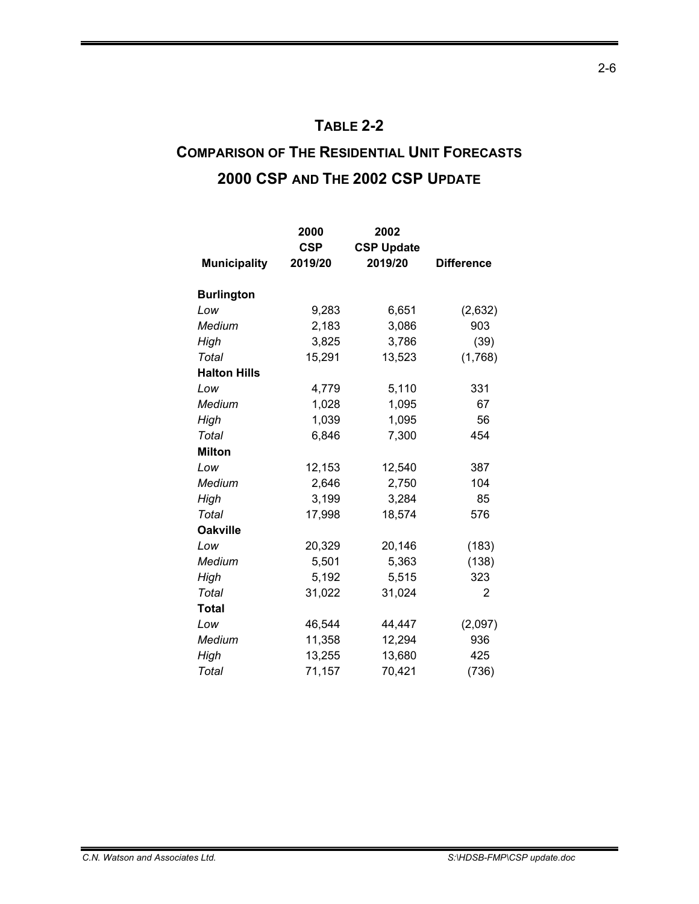## TABLE 2-2

## COMPARISON OF THE RESIDENTIAL UNIT FORECASTS 2000 CSP AND THE 2002 CSP UPDATE

| Municipality | 2000 CSP 2019/20 | 2002 CSP Update 2019/20 | Difference |
|---|---|---|---|
| **Burlington** | | | |
| *Low* | 9,283 | 6,651 | (2,632) |
| *Medium* | 2,183 | 3,086 | 903 |
| *High* | 3,825 | 3,786 | (39) |
| *Total* | 15,291 | 13,523 | (1,768) |
| **Halton Hills** | | | |
| *Low* | 4,779 | 5,110 | 331 |
| *Medium* | 1,028 | 1,095 | 67 |
| *High* | 1,039 | 1,095 | 56 |
| *Total* | 6,846 | 7,300 | 454 |
| **Milton** | | | |
| *Low* | 12,153 | 12,540 | 387 |
| *Medium* | 2,646 | 2,750 | 104 |
| *High* | 3,199 | 3,284 | 85 |
| *Total* | 17,998 | 18,574 | 576 |
| **Oakville** | | | |
| *Low* | 20,329 | 20,146 | (183) |
| *Medium* | 5,501 | 5,363 | (138) |
| *High* | 5,192 | 5,515 | 323 |
| *Total* | 31,022 | 31,024 | 2 |
| **Total** | | | |
| *Low* | 46,544 | 44,447 | (2,097) |
| *Medium* | 11,358 | 12,294 | 936 |
| *High* | 13,255 | 13,680 | 425 |
| *Total* | 71,157 | 70,421 | (736) |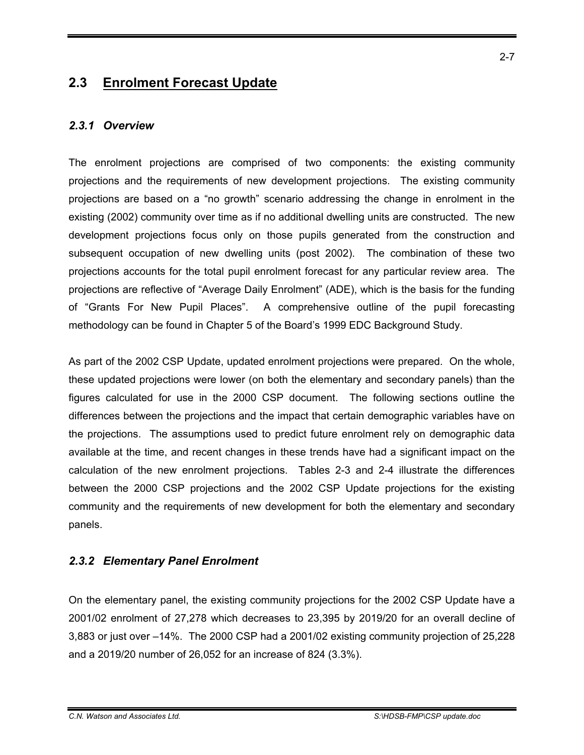## 2.3 Enrolment Forecast Update

### *2.3.1 Overview*

The enrolment projections are comprised of two components: the existing community projections and the requirements of new development projections. The existing community projections are based on a "no growth" scenario addressing the change in enrolment in the existing (2002) community over time as if no additional dwelling units are constructed. The new development projections focus only on those pupils generated from the construction and subsequent occupation of new dwelling units (post 2002). The combination of these two projections accounts for the total pupil enrolment forecast for any particular review area. The projections are reflective of "Average Daily Enrolment" (ADE), which is the basis for the funding of "Grants For New Pupil Places". A comprehensive outline of the pupil forecasting methodology can be found in Chapter 5 of the Board's 1999 EDC Background Study.

As part of the 2002 CSP Update, updated enrolment projections were prepared. On the whole, these updated projections were lower (on both the elementary and secondary panels) than the figures calculated for use in the 2000 CSP document. The following sections outline the differences between the projections and the impact that certain demographic variables have on the projections. The assumptions used to predict future enrolment rely on demographic data available at the time, and recent changes in these trends have had a significant impact on the calculation of the new enrolment projections. Tables 2-3 and 2-4 illustrate the differences between the 2000 CSP projections and the 2002 CSP Update projections for the existing community and the requirements of new development for both the elementary and secondary panels.

### *2.3.2 Elementary Panel Enrolment*

On the elementary panel, the existing community projections for the 2002 CSP Update have a 2001/02 enrolment of 27,278 which decreases to 23,395 by 2019/20 for an overall decline of 3,883 or just over –14%. The 2000 CSP had a 2001/02 existing community projection of 25,228 and a 2019/20 number of 26,052 for an increase of 824 (3.3%).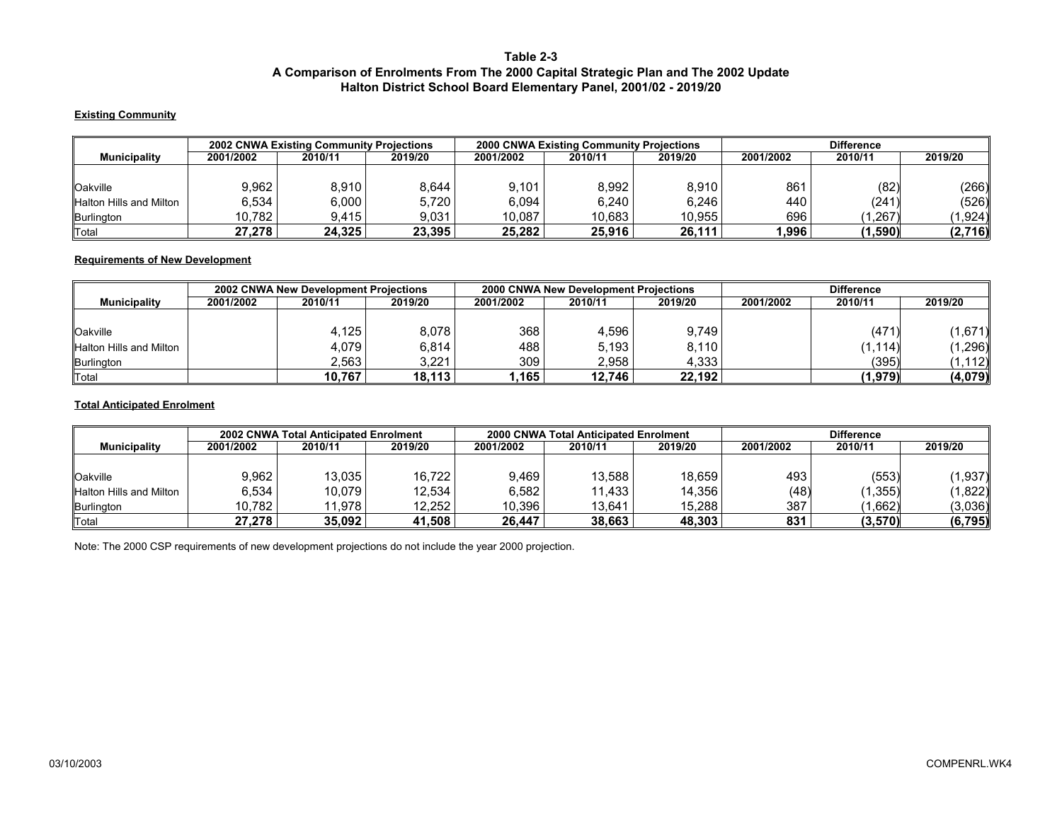**Table 2-3**
**A Comparison of Enrolments From The 2000 Capital Strategic Plan and The 2002 Update**
**Halton District School Board Elementary Panel, 2001/02 - 2019/20**

**Existing Community**

| | 2002 CNWA Existing Community Projections | | | 2000 CNWA Existing Community Projections | | | Difference | | |
|---|---|---|---|---|---|---|---|---|---|
| **Municipality** | **2001/2002** | **2010/11** | **2019/20** | **2001/2002** | **2010/11** | **2019/20** | **2001/2002** | **2010/11** | **2019/20** |
| Oakville | 9,962 | 8,910 | 8,644 | 9,101 | 8,992 | 8,910 | 861 | (82) | (266) |
| Halton Hills and Milton | 6,534 | 6,000 | 5,720 | 6,094 | 6,240 | 6,246 | 440 | (241) | (526) |
| Burlington | 10,782 | 9,415 | 9,031 | 10,087 | 10,683 | 10,955 | 696 | (1,267) | (1,924) |
| Total | **27,278** | **24,325** | **23,395** | **25,282** | **25,916** | **26,111** | **1,996** | **(1,590)** | **(2,716)** |

**Requirements of New Development**

| | 2002 CNWA New Development Projections | | | 2000 CNWA New Development Projections | | | Difference | | |
|---|---|---|---|---|---|---|---|---|---|
| **Municipality** | **2001/2002** | **2010/11** | **2019/20** | **2001/2002** | **2010/11** | **2019/20** | **2001/2002** | **2010/11** | **2019/20** |
| Oakville | | 4,125 | 8,078 | 368 | 4,596 | 9,749 | | (471) | (1,671) |
| Halton Hills and Milton | | 4,079 | 6,814 | 488 | 5,193 | 8,110 | | (1,114) | (1,296) |
| Burlington | | 2,563 | 3,221 | 309 | 2,958 | 4,333 | | (395) | (1,112) |
| Total | | **10,767** | **18,113** | **1,165** | **12,746** | **22,192** | | **(1,979)** | **(4,079)** |

**Total Anticipated Enrolment**

| | 2002 CNWA Total Anticipated Enrolment | | | 2000 CNWA Total Anticipated Enrolment | | | Difference | | |
|---|---|---|---|---|---|---|---|---|---|
| **Municipality** | **2001/2002** | **2010/11** | **2019/20** | **2001/2002** | **2010/11** | **2019/20** | **2001/2002** | **2010/11** | **2019/20** |
| Oakville | 9,962 | 13,035 | 16,722 | 9,469 | 13,588 | 18,659 | 493 | (553) | (1,937) |
| Halton Hills and Milton | 6,534 | 10,079 | 12,534 | 6,582 | 11,433 | 14,356 | (48) | (1,355) | (1,822) |
| Burlington | 10,782 | 11,978 | 12,252 | 10,396 | 13,641 | 15,288 | 387 | (1,662) | (3,036) |
| Total | **27,278** | **35,092** | **41,508** | **26,447** | **38,663** | **48,303** | **831** | **(3,570)** | **(6,795)** |

Note: The 2000 CSP requirements of new development projections do not include the year 2000 projection.

03/10/2003 COMPENRL.WK4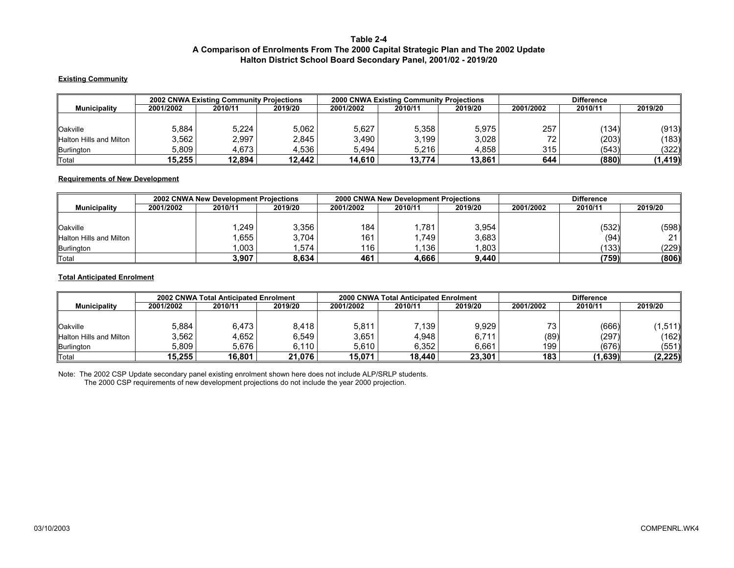**Table 2-4**
**A Comparison of Enrolments From The 2000 Capital Strategic Plan and The 2002 Update**
**Halton District School Board Secondary Panel, 2001/02 - 2019/20**

**Existing Community**

| | 2002 CNWA Existing Community Projections | | | 2000 CNWA Existing Community Projections | | | Difference | | |
|---|---|---|---|---|---|---|---|---|---|
| **Municipality** | **2001/2002** | **2010/11** | **2019/20** | **2001/2002** | **2010/11** | **2019/20** | **2001/2002** | **2010/11** | **2019/20** |
| Oakville | 5,884 | 5,224 | 5,062 | 5,627 | 5,358 | 5,975 | 257 | (134) | (913) |
| Halton Hills and Milton | 3,562 | 2,997 | 2,845 | 3,490 | 3,199 | 3,028 | 72 | (203) | (183) |
| Burlington | 5,809 | 4,673 | 4,536 | 5,494 | 5,216 | 4,858 | 315 | (543) | (322) |
| Total | **15,255** | **12,894** | **12,442** | **14,610** | **13,774** | **13,861** | **644** | **(880)** | **(1,419)** |

**Requirements of New Development**

| | 2002 CNWA New Development Projections | | | 2000 CNWA New Development Projections | | | Difference | | |
|---|---|---|---|---|---|---|---|---|---|
| **Municipality** | **2001/2002** | **2010/11** | **2019/20** | **2001/2002** | **2010/11** | **2019/20** | **2001/2002** | **2010/11** | **2019/20** |
| Oakville | | 1,249 | 3,356 | 184 | 1,781 | 3,954 | | (532) | (598) |
| Halton Hills and Milton | | 1,655 | 3,704 | 161 | 1,749 | 3,683 | | (94) | 21 |
| Burlington | | 1,003 | 1,574 | 116 | 1,136 | 1,803 | | (133) | (229) |
| Total | | **3,907** | **8,634** | **461** | **4,666** | **9,440** | | **(759)** | **(806)** |

**Total Anticipated Enrolment**

| | 2002 CNWA Total Anticipated Enrolment | | | 2000 CNWA Total Anticipated Enrolment | | | Difference | | |
|---|---|---|---|---|---|---|---|---|---|
| **Municipality** | **2001/2002** | **2010/11** | **2019/20** | **2001/2002** | **2010/11** | **2019/20** | **2001/2002** | **2010/11** | **2019/20** |
| Oakville | 5,884 | 6,473 | 8,418 | 5,811 | 7,139 | 9,929 | 73 | (666) | (1,511) |
| Halton Hills and Milton | 3,562 | 4,652 | 6,549 | 3,651 | 4,948 | 6,711 | (89) | (297) | (162) |
| Burlington | 5,809 | 5,676 | 6,110 | 5,610 | 6,352 | 6,661 | 199 | (676) | (551) |
| Total | **15,255** | **16,801** | **21,076** | **15,071** | **18,440** | **23,301** | **183** | **(1,639)** | **(2,225)** |

Note: The 2002 CSP Update secondary panel existing enrolment shown here does not include ALP/SRLP students.
The 2000 CSP requirements of new development projections do not include the year 2000 projection.

03/10/2003 COMPENRL.WK4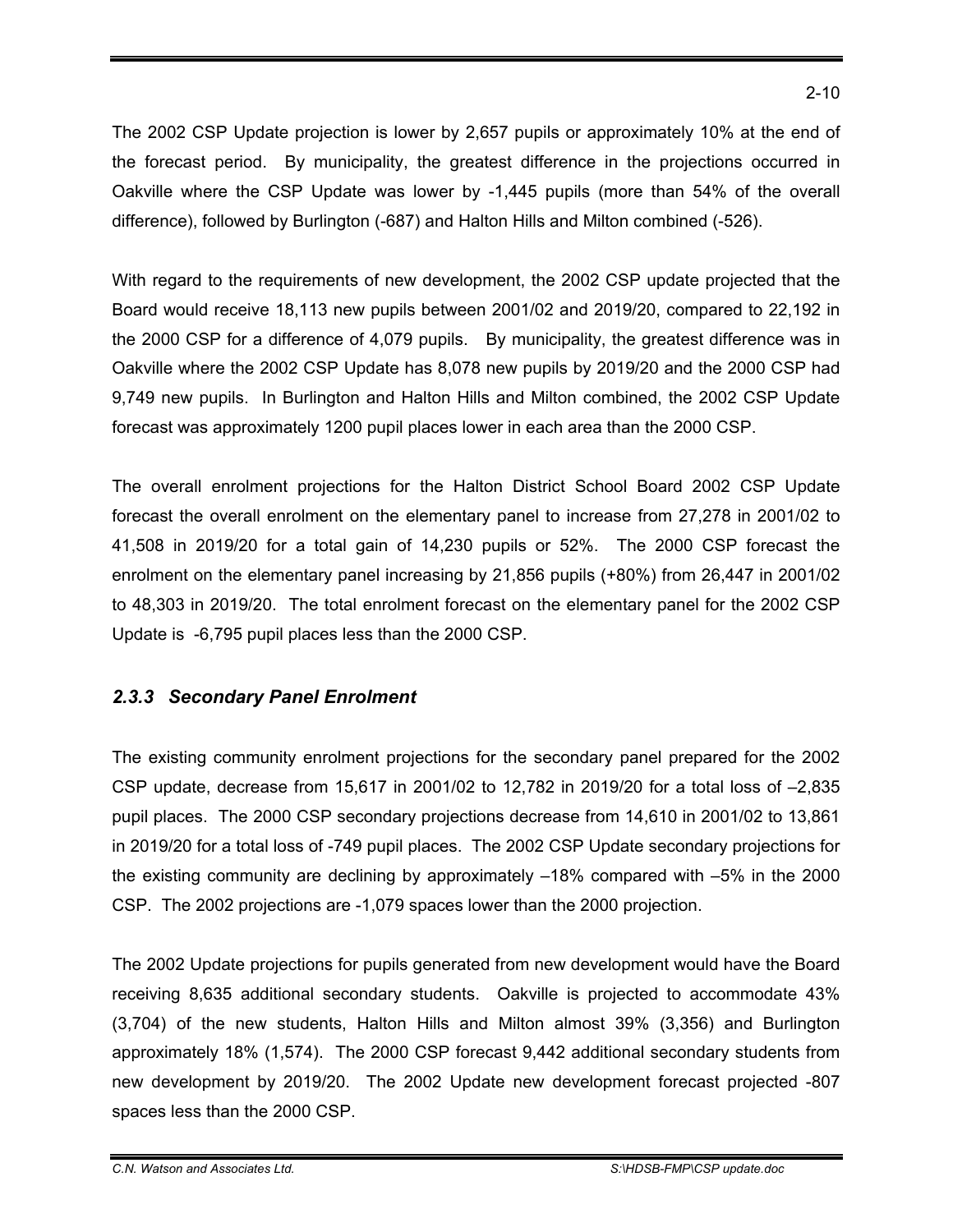The 2002 CSP Update projection is lower by 2,657 pupils or approximately 10% at the end of the forecast period. By municipality, the greatest difference in the projections occurred in Oakville where the CSP Update was lower by -1,445 pupils (more than 54% of the overall difference), followed by Burlington (-687) and Halton Hills and Milton combined (-526).

With regard to the requirements of new development, the 2002 CSP update projected that the Board would receive 18,113 new pupils between 2001/02 and 2019/20, compared to 22,192 in the 2000 CSP for a difference of 4,079 pupils. By municipality, the greatest difference was in Oakville where the 2002 CSP Update has 8,078 new pupils by 2019/20 and the 2000 CSP had 9,749 new pupils. In Burlington and Halton Hills and Milton combined, the 2002 CSP Update forecast was approximately 1200 pupil places lower in each area than the 2000 CSP.

The overall enrolment projections for the Halton District School Board 2002 CSP Update forecast the overall enrolment on the elementary panel to increase from 27,278 in 2001/02 to 41,508 in 2019/20 for a total gain of 14,230 pupils or 52%. The 2000 CSP forecast the enrolment on the elementary panel increasing by 21,856 pupils (+80%) from 26,447 in 2001/02 to 48,303 in 2019/20. The total enrolment forecast on the elementary panel for the 2002 CSP Update is -6,795 pupil places less than the 2000 CSP.

### *2.3.3 Secondary Panel Enrolment*

The existing community enrolment projections for the secondary panel prepared for the 2002 CSP update, decrease from 15,617 in 2001/02 to 12,782 in 2019/20 for a total loss of –2,835 pupil places. The 2000 CSP secondary projections decrease from 14,610 in 2001/02 to 13,861 in 2019/20 for a total loss of -749 pupil places. The 2002 CSP Update secondary projections for the existing community are declining by approximately –18% compared with –5% in the 2000 CSP. The 2002 projections are -1,079 spaces lower than the 2000 projection.

The 2002 Update projections for pupils generated from new development would have the Board receiving 8,635 additional secondary students. Oakville is projected to accommodate 43% (3,704) of the new students, Halton Hills and Milton almost 39% (3,356) and Burlington approximately 18% (1,574). The 2000 CSP forecast 9,442 additional secondary students from new development by 2019/20. The 2002 Update new development forecast projected -807 spaces less than the 2000 CSP.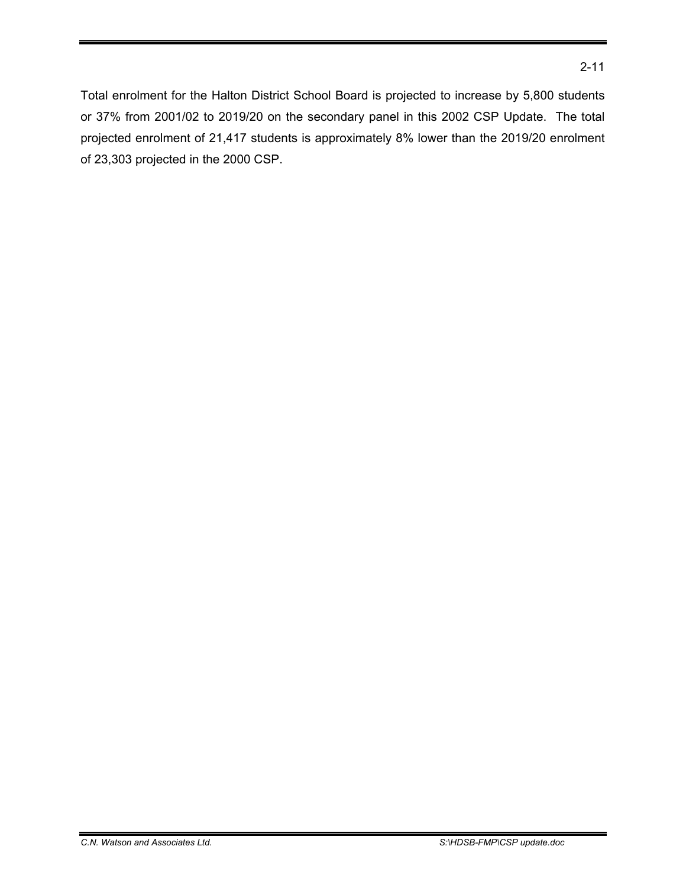Total enrolment for the Halton District School Board is projected to increase by 5,800 students or 37% from 2001/02 to 2019/20 on the secondary panel in this 2002 CSP Update. The total projected enrolment of 21,417 students is approximately 8% lower than the 2019/20 enrolment of 23,303 projected in the 2000 CSP.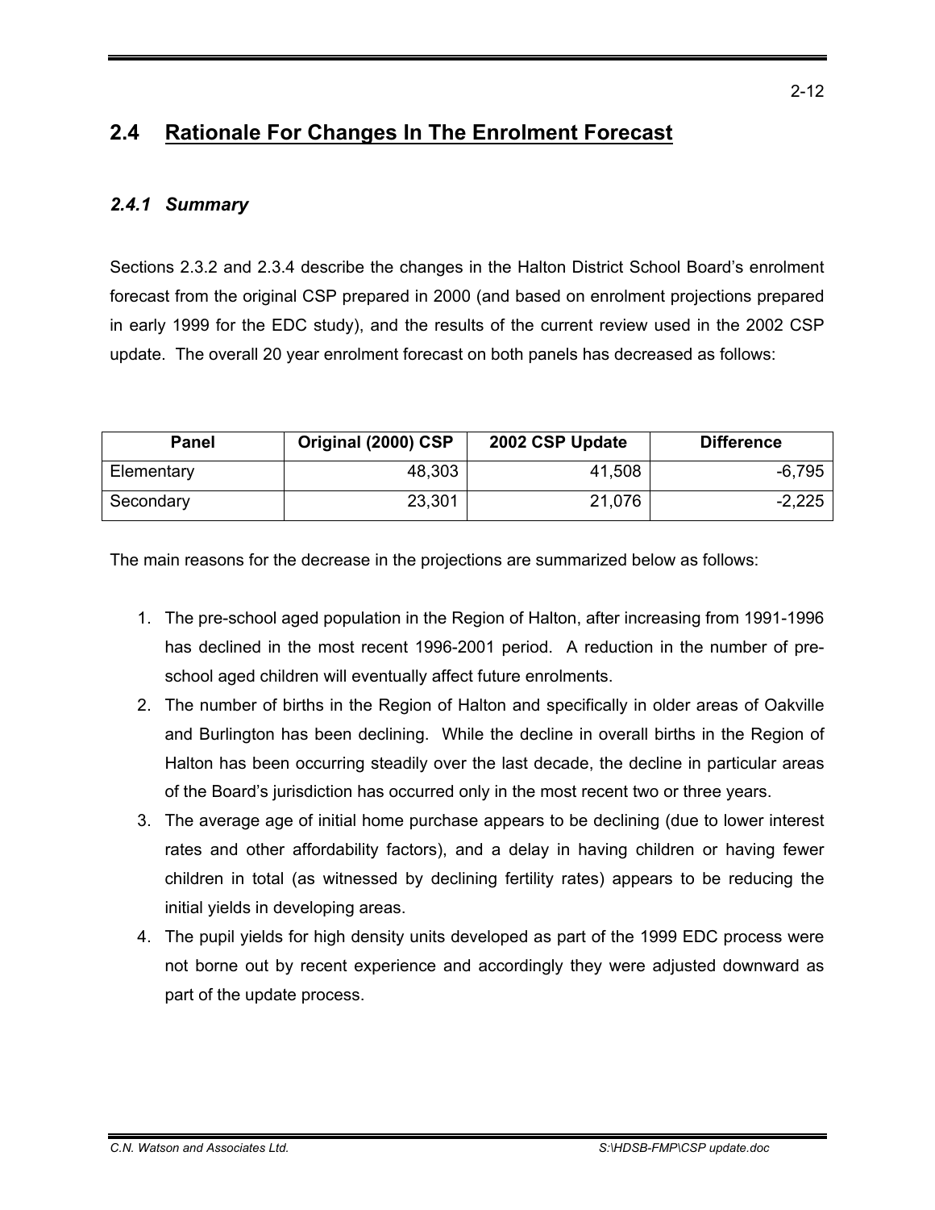## 2.4 Rationale For Changes In The Enrolment Forecast

### *2.4.1 Summary*

Sections 2.3.2 and 2.3.4 describe the changes in the Halton District School Board's enrolment forecast from the original CSP prepared in 2000 (and based on enrolment projections prepared in early 1999 for the EDC study), and the results of the current review used in the 2002 CSP update. The overall 20 year enrolment forecast on both panels has decreased as follows:

| Panel | Original (2000) CSP | 2002 CSP Update | Difference |
|---|---:|---:|---:|
| Elementary | 48,303 | 41,508 | -6,795 |
| Secondary | 23,301 | 21,076 | -2,225 |

The main reasons for the decrease in the projections are summarized below as follows:

1. The pre-school aged population in the Region of Halton, after increasing from 1991-1996 has declined in the most recent 1996-2001 period. A reduction in the number of pre-school aged children will eventually affect future enrolments.
2. The number of births in the Region of Halton and specifically in older areas of Oakville and Burlington has been declining. While the decline in overall births in the Region of Halton has been occurring steadily over the last decade, the decline in particular areas of the Board's jurisdiction has occurred only in the most recent two or three years.
3. The average age of initial home purchase appears to be declining (due to lower interest rates and other affordability factors), and a delay in having children or having fewer children in total (as witnessed by declining fertility rates) appears to be reducing the initial yields in developing areas.
4. The pupil yields for high density units developed as part of the 1999 EDC process were not borne out by recent experience and accordingly they were adjusted downward as part of the update process.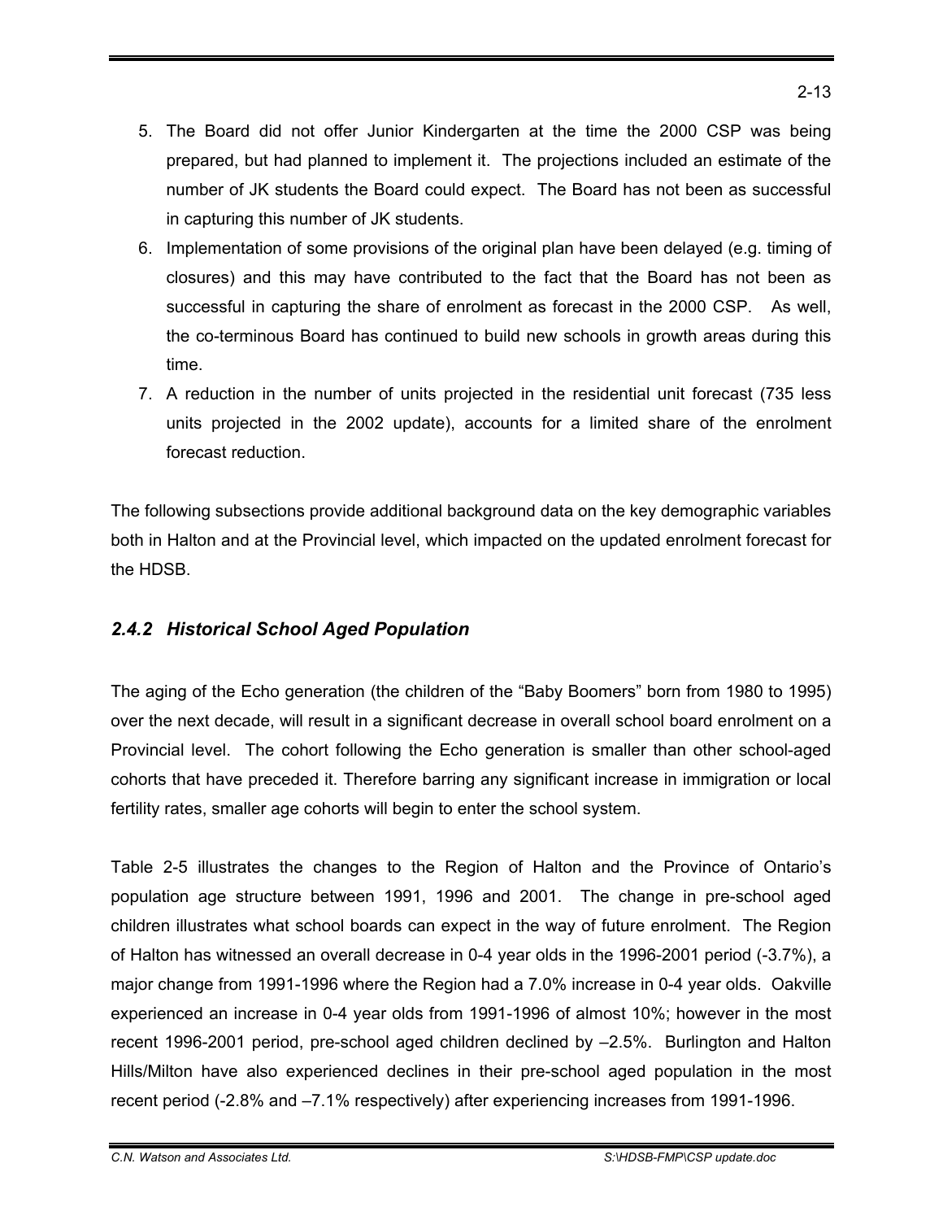5. The Board did not offer Junior Kindergarten at the time the 2000 CSP was being prepared, but had planned to implement it. The projections included an estimate of the number of JK students the Board could expect. The Board has not been as successful in capturing this number of JK students.
6. Implementation of some provisions of the original plan have been delayed (e.g. timing of closures) and this may have contributed to the fact that the Board has not been as successful in capturing the share of enrolment as forecast in the 2000 CSP. As well, the co-terminous Board has continued to build new schools in growth areas during this time.
7. A reduction in the number of units projected in the residential unit forecast (735 less units projected in the 2002 update), accounts for a limited share of the enrolment forecast reduction.

The following subsections provide additional background data on the key demographic variables both in Halton and at the Provincial level, which impacted on the updated enrolment forecast for the HDSB.

### *2.4.2 Historical School Aged Population*

The aging of the Echo generation (the children of the "Baby Boomers" born from 1980 to 1995) over the next decade, will result in a significant decrease in overall school board enrolment on a Provincial level. The cohort following the Echo generation is smaller than other school-aged cohorts that have preceded it. Therefore barring any significant increase in immigration or local fertility rates, smaller age cohorts will begin to enter the school system.

Table 2-5 illustrates the changes to the Region of Halton and the Province of Ontario's population age structure between 1991, 1996 and 2001. The change in pre-school aged children illustrates what school boards can expect in the way of future enrolment. The Region of Halton has witnessed an overall decrease in 0-4 year olds in the 1996-2001 period (-3.7%), a major change from 1991-1996 where the Region had a 7.0% increase in 0-4 year olds. Oakville experienced an increase in 0-4 year olds from 1991-1996 of almost 10%; however in the most recent 1996-2001 period, pre-school aged children declined by –2.5%. Burlington and Halton Hills/Milton have also experienced declines in their pre-school aged population in the most recent period (-2.8% and –7.1% respectively) after experiencing increases from 1991-1996.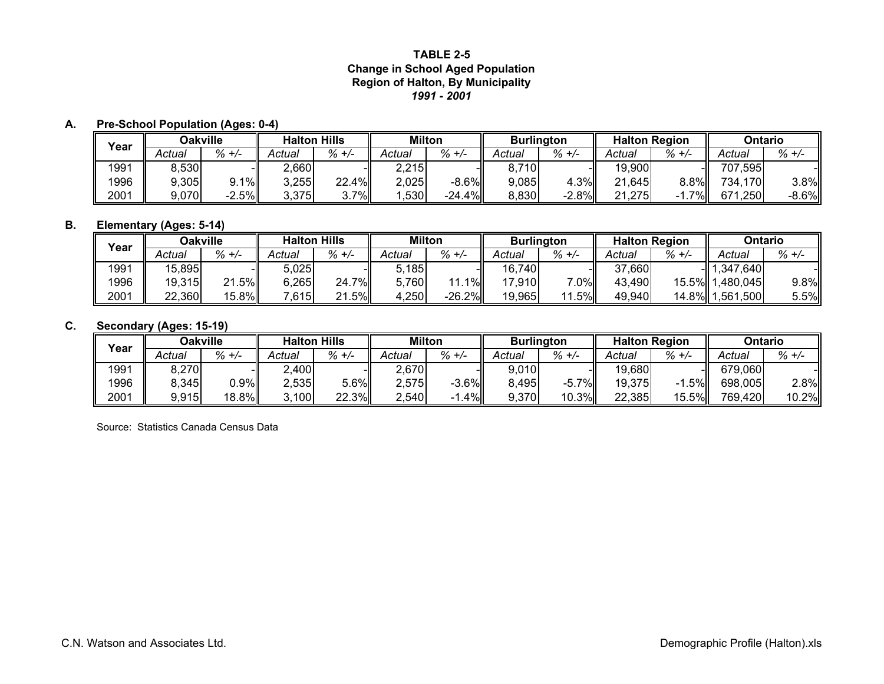**TABLE 2-5**
**Change in School Aged Population**
**Region of Halton, By Municipality**
***1991 - 2001***

**A. Pre-School Population (Ages: 0-4)**

| Year | Oakville | | Halton Hills | | Milton | | Burlington | | Halton Region | | Ontario | |
|---|---|---|---|---|---|---|---|---|---|---|---|---|
| | *Actual* | *% +/-* | *Actual* | *% +/-* | *Actual* | *% +/-* | *Actual* | *% +/-* | *Actual* | *% +/-* | *Actual* | *% +/-* |
| 1991 | 8,530 | - | 2,660 | - | 2,215 | - | 8,710 | - | 19,900 | - | 707,595 | - |
| 1996 | 9,305 | 9.1% | 3,255 | 22.4% | 2,025 | -8.6% | 9,085 | 4.3% | 21,645 | 8.8% | 734,170 | 3.8% |
| 2001 | 9,070 | -2.5% | 3,375 | 3.7% | 1,530 | -24.4% | 8,830 | -2.8% | 21,275 | -1.7% | 671,250 | -8.6% |

**B. Elementary (Ages: 5-14)**

| Year | Oakville | | Halton Hills | | Milton | | Burlington | | Halton Region | | Ontario | |
|---|---|---|---|---|---|---|---|---|---|---|---|---|
| | *Actual* | *% +/-* | *Actual* | *% +/-* | *Actual* | *% +/-* | *Actual* | *% +/-* | *Actual* | *% +/-* | *Actual* | *% +/-* |
| 1991 | 15,895 | - | 5,025 | - | 5,185 | - | 16,740 | - | 37,660 | - | 1,347,640 | - |
| 1996 | 19,315 | 21.5% | 6,265 | 24.7% | 5,760 | 11.1% | 17,910 | 7.0% | 43,490 | 15.5% | 1,480,045 | 9.8% |
| 2001 | 22,360 | 15.8% | 7,615 | 21.5% | 4,250 | -26.2% | 19,965 | 11.5% | 49,940 | 14.8% | 1,561,500 | 5.5% |

**C. Secondary (Ages: 15-19)**

| Year | Oakville | | Halton Hills | | Milton | | Burlington | | Halton Region | | Ontario | |
|---|---|---|---|---|---|---|---|---|---|---|---|---|
| | *Actual* | *% +/-* | *Actual* | *% +/-* | *Actual* | *% +/-* | *Actual* | *% +/-* | *Actual* | *% +/-* | *Actual* | *% +/-* |
| 1991 | 8,270 | - | 2,400 | - | 2,670 | - | 9,010 | - | 19,680 | - | 679,060 | - |
| 1996 | 8,345 | 0.9% | 2,535 | 5.6% | 2,575 | -3.6% | 8,495 | -5.7% | 19,375 | -1.5% | 698,005 | 2.8% |
| 2001 | 9,915 | 18.8% | 3,100 | 22.3% | 2,540 | -1.4% | 9,370 | 10.3% | 22,385 | 15.5% | 769,420 | 10.2% |

Source: Statistics Canada Census Data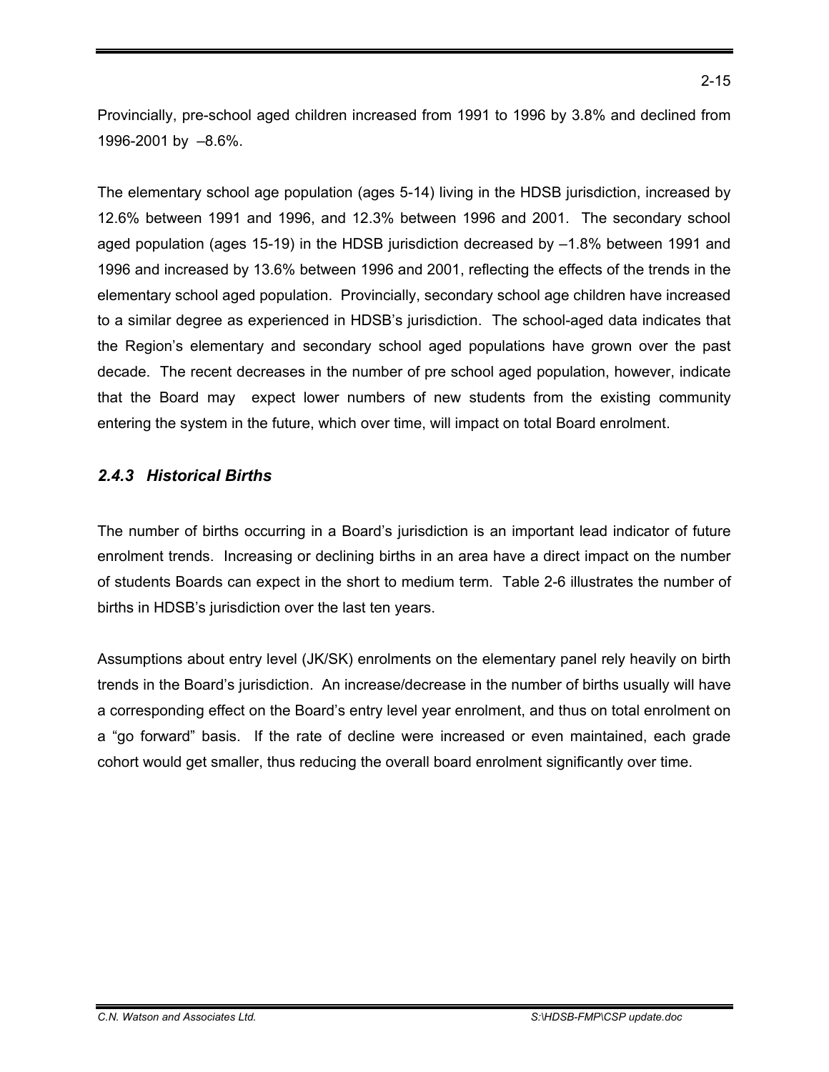Provincially, pre-school aged children increased from 1991 to 1996 by 3.8% and declined from 1996-2001 by –8.6%.

The elementary school age population (ages 5-14) living in the HDSB jurisdiction, increased by 12.6% between 1991 and 1996, and 12.3% between 1996 and 2001. The secondary school aged population (ages 15-19) in the HDSB jurisdiction decreased by –1.8% between 1991 and 1996 and increased by 13.6% between 1996 and 2001, reflecting the effects of the trends in the elementary school aged population. Provincially, secondary school age children have increased to a similar degree as experienced in HDSB's jurisdiction. The school-aged data indicates that the Region's elementary and secondary school aged populations have grown over the past decade. The recent decreases in the number of pre school aged population, however, indicate that the Board may expect lower numbers of new students from the existing community entering the system in the future, which over time, will impact on total Board enrolment.

### *2.4.3 Historical Births*

The number of births occurring in a Board's jurisdiction is an important lead indicator of future enrolment trends. Increasing or declining births in an area have a direct impact on the number of students Boards can expect in the short to medium term. Table 2-6 illustrates the number of births in HDSB's jurisdiction over the last ten years.

Assumptions about entry level (JK/SK) enrolments on the elementary panel rely heavily on birth trends in the Board's jurisdiction. An increase/decrease in the number of births usually will have a corresponding effect on the Board's entry level year enrolment, and thus on total enrolment on a "go forward" basis. If the rate of decline were increased or even maintained, each grade cohort would get smaller, thus reducing the overall board enrolment significantly over time.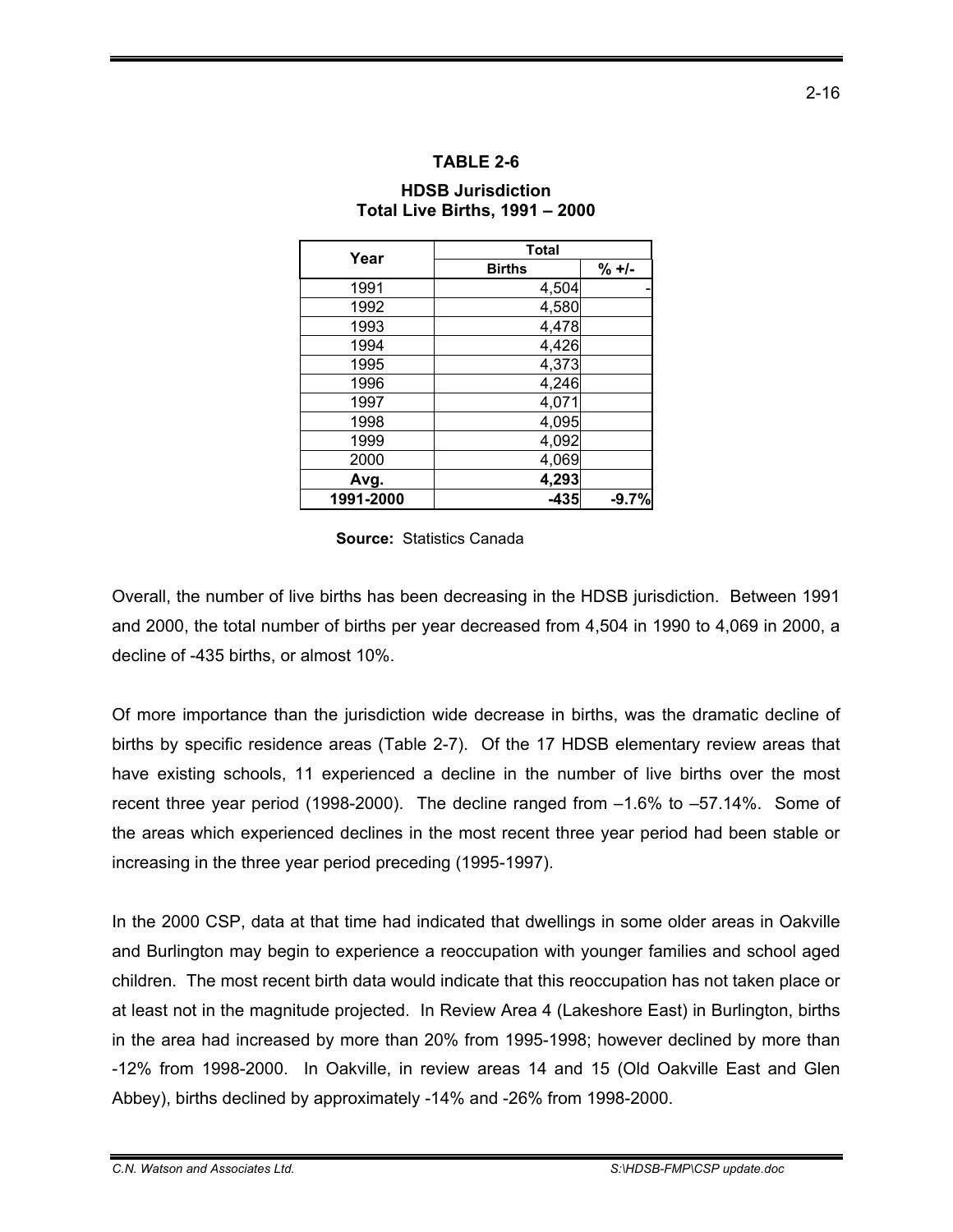**TABLE 2-6**

**HDSB Jurisdiction**
**Total Live Births, 1991 – 2000**

| Year | Total | |
|---|---|---|
| | Births | % +/- |
| 1991 | 4,504 | - |
| 1992 | 4,580 | |
| 1993 | 4,478 | |
| 1994 | 4,426 | |
| 1995 | 4,373 | |
| 1996 | 4,246 | |
| 1997 | 4,071 | |
| 1998 | 4,095 | |
| 1999 | 4,092 | |
| 2000 | 4,069 | |
| **Avg.** | **4,293** | |
| **1991-2000** | **-435** | **-9.7%** |

**Source:** Statistics Canada

Overall, the number of live births has been decreasing in the HDSB jurisdiction. Between 1991 and 2000, the total number of births per year decreased from 4,504 in 1990 to 4,069 in 2000, a decline of -435 births, or almost 10%.

Of more importance than the jurisdiction wide decrease in births, was the dramatic decline of births by specific residence areas (Table 2-7). Of the 17 HDSB elementary review areas that have existing schools, 11 experienced a decline in the number of live births over the most recent three year period (1998-2000). The decline ranged from –1.6% to –57.14%. Some of the areas which experienced declines in the most recent three year period had been stable or increasing in the three year period preceding (1995-1997).

In the 2000 CSP, data at that time had indicated that dwellings in some older areas in Oakville and Burlington may begin to experience a reoccupation with younger families and school aged children. The most recent birth data would indicate that this reoccupation has not taken place or at least not in the magnitude projected. In Review Area 4 (Lakeshore East) in Burlington, births in the area had increased by more than 20% from 1995-1998; however declined by more than -12% from 1998-2000. In Oakville, in review areas 14 and 15 (Old Oakville East and Glen Abbey), births declined by approximately -14% and -26% from 1998-2000.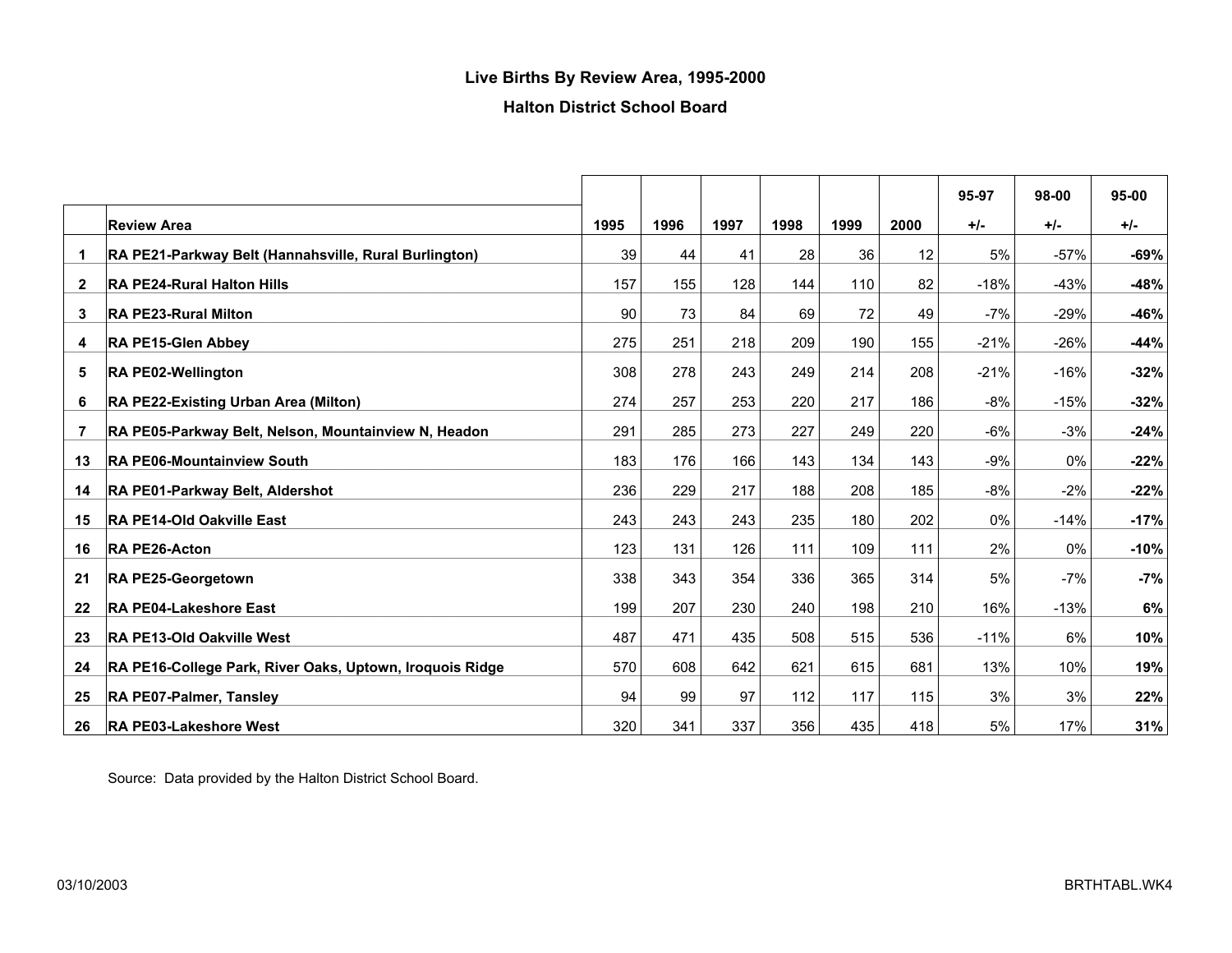## Live Births By Review Area, 1995-2000

## Halton District School Board

| | Review Area | 1995 | 1996 | 1997 | 1998 | 1999 | 2000 | 95-97 +/- | 98-00 +/- | 95-00 +/- |
|---|---|---|---|---|---|---|---|---|---|---|
| 1 | **RA PE21-Parkway Belt (Hannahsville, Rural Burlington)** | 39 | 44 | 41 | 28 | 36 | 12 | 5% | -57% | **-69%** |
| 2 | **RA PE24-Rural Halton Hills** | 157 | 155 | 128 | 144 | 110 | 82 | -18% | -43% | **-48%** |
| 3 | **RA PE23-Rural Milton** | 90 | 73 | 84 | 69 | 72 | 49 | -7% | -29% | **-46%** |
| 4 | **RA PE15-Glen Abbey** | 275 | 251 | 218 | 209 | 190 | 155 | -21% | -26% | **-44%** |
| 5 | **RA PE02-Wellington** | 308 | 278 | 243 | 249 | 214 | 208 | -21% | -16% | **-32%** |
| 6 | **RA PE22-Existing Urban Area (Milton)** | 274 | 257 | 253 | 220 | 217 | 186 | -8% | -15% | **-32%** |
| 7 | **RA PE05-Parkway Belt, Nelson, Mountainview N, Headon** | 291 | 285 | 273 | 227 | 249 | 220 | -6% | -3% | **-24%** |
| 13 | **RA PE06-Mountainview South** | 183 | 176 | 166 | 143 | 134 | 143 | -9% | 0% | **-22%** |
| 14 | **RA PE01-Parkway Belt, Aldershot** | 236 | 229 | 217 | 188 | 208 | 185 | -8% | -2% | **-22%** |
| 15 | **RA PE14-Old Oakville East** | 243 | 243 | 243 | 235 | 180 | 202 | 0% | -14% | **-17%** |
| 16 | **RA PE26-Acton** | 123 | 131 | 126 | 111 | 109 | 111 | 2% | 0% | **-10%** |
| 21 | **RA PE25-Georgetown** | 338 | 343 | 354 | 336 | 365 | 314 | 5% | -7% | **-7%** |
| 22 | **RA PE04-Lakeshore East** | 199 | 207 | 230 | 240 | 198 | 210 | 16% | -13% | **6%** |
| 23 | **RA PE13-Old Oakville West** | 487 | 471 | 435 | 508 | 515 | 536 | -11% | 6% | **10%** |
| 24 | **RA PE16-College Park, River Oaks, Uptown, Iroquois Ridge** | 570 | 608 | 642 | 621 | 615 | 681 | 13% | 10% | **19%** |
| 25 | **RA PE07-Palmer, Tansley** | 94 | 99 | 97 | 112 | 117 | 115 | 3% | 3% | **22%** |
| 26 | **RA PE03-Lakeshore West** | 320 | 341 | 337 | 356 | 435 | 418 | 5% | 17% | **31%** |

Source: Data provided by the Halton District School Board.

03/10/2003 BRTHTABL.WK4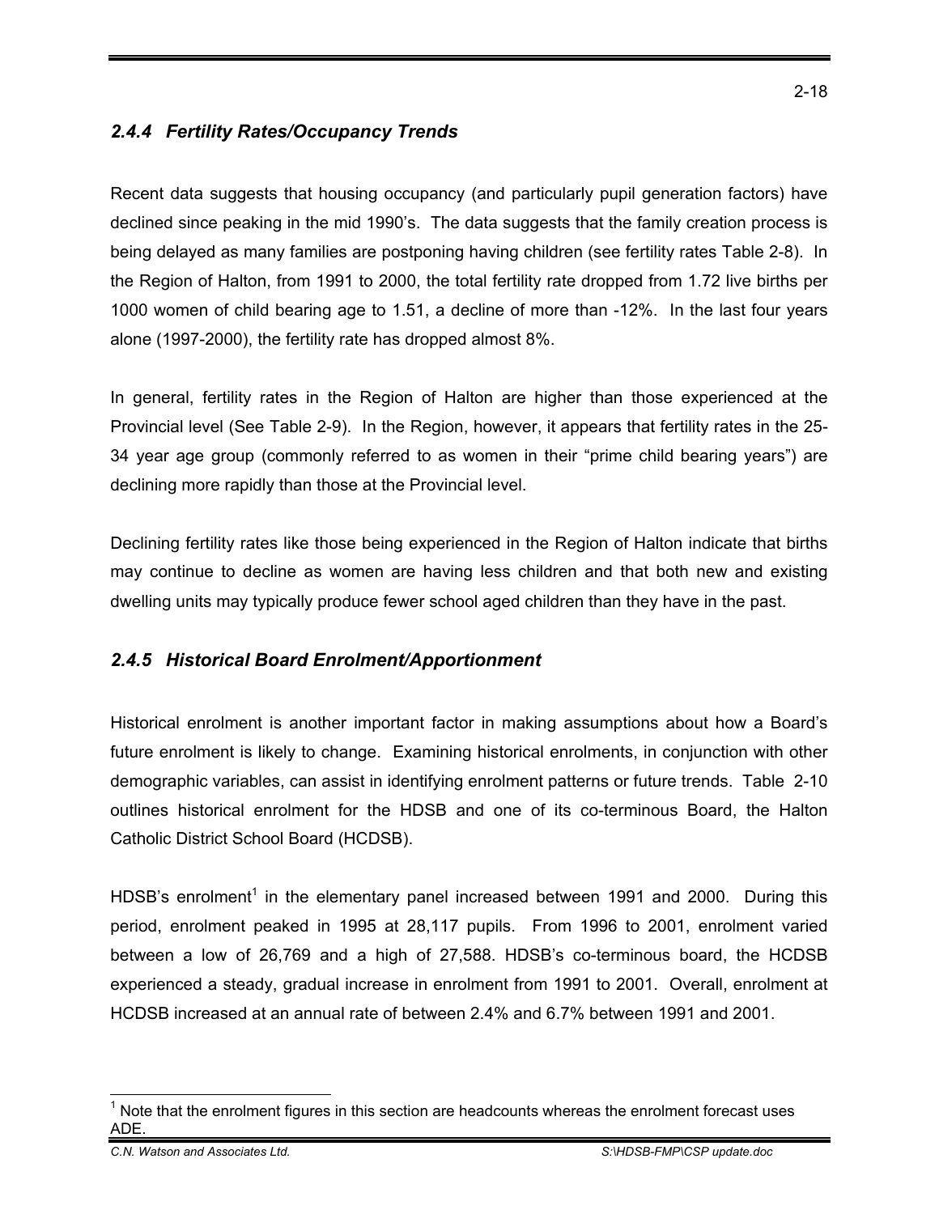### *2.4.4 Fertility Rates/Occupancy Trends*

Recent data suggests that housing occupancy (and particularly pupil generation factors) have declined since peaking in the mid 1990's. The data suggests that the family creation process is being delayed as many families are postponing having children (see fertility rates Table 2-8). In the Region of Halton, from 1991 to 2000, the total fertility rate dropped from 1.72 live births per 1000 women of child bearing age to 1.51, a decline of more than -12%. In the last four years alone (1997-2000), the fertility rate has dropped almost 8%.

In general, fertility rates in the Region of Halton are higher than those experienced at the Provincial level (See Table 2-9). In the Region, however, it appears that fertility rates in the 25-34 year age group (commonly referred to as women in their "prime child bearing years") are declining more rapidly than those at the Provincial level.

Declining fertility rates like those being experienced in the Region of Halton indicate that births may continue to decline as women are having less children and that both new and existing dwelling units may typically produce fewer school aged children than they have in the past.

### *2.4.5 Historical Board Enrolment/Apportionment*

Historical enrolment is another important factor in making assumptions about how a Board's future enrolment is likely to change. Examining historical enrolments, in conjunction with other demographic variables, can assist in identifying enrolment patterns or future trends. Table 2-10 outlines historical enrolment for the HDSB and one of its co-terminous Board, the Halton Catholic District School Board (HCDSB).

HDSB's enrolment[1] in the elementary panel increased between 1991 and 2000. During this period, enrolment peaked in 1995 at 28,117 pupils. From 1996 to 2001, enrolment varied between a low of 26,769 and a high of 27,588. HDSB's co-terminous board, the HCDSB experienced a steady, gradual increase in enrolment from 1991 to 2001. Overall, enrolment at HCDSB increased at an annual rate of between 2.4% and 6.7% between 1991 and 2001.

[1] Note that the enrolment figures in this section are headcounts whereas the enrolment forecast uses ADE.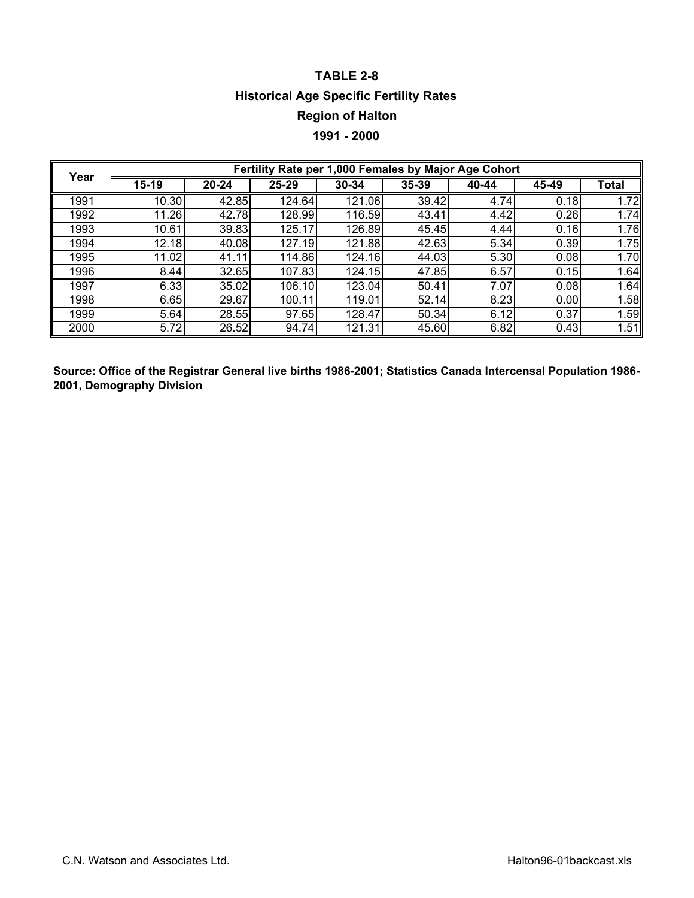# TABLE 2-8

## Historical Age Specific Fertility Rates

## Region of Halton

## 1991 - 2000

| Year | Fertility Rate per 1,000 Females by Major Age Cohort | | | | | | | |
|---|---|---|---|---|---|---|---|---|
| | 15-19 | 20-24 | 25-29 | 30-34 | 35-39 | 40-44 | 45-49 | Total |
| 1991 | 10.30 | 42.85 | 124.64 | 121.06 | 39.42 | 4.74 | 0.18 | 1.72 |
| 1992 | 11.26 | 42.78 | 128.99 | 116.59 | 43.41 | 4.42 | 0.26 | 1.74 |
| 1993 | 10.61 | 39.83 | 125.17 | 126.89 | 45.45 | 4.44 | 0.16 | 1.76 |
| 1994 | 12.18 | 40.08 | 127.19 | 121.88 | 42.63 | 5.34 | 0.39 | 1.75 |
| 1995 | 11.02 | 41.11 | 114.86 | 124.16 | 44.03 | 5.30 | 0.08 | 1.70 |
| 1996 | 8.44 | 32.65 | 107.83 | 124.15 | 47.85 | 6.57 | 0.15 | 1.64 |
| 1997 | 6.33 | 35.02 | 106.10 | 123.04 | 50.41 | 7.07 | 0.08 | 1.64 |
| 1998 | 6.65 | 29.67 | 100.11 | 119.01 | 52.14 | 8.23 | 0.00 | 1.58 |
| 1999 | 5.64 | 28.55 | 97.65 | 128.47 | 50.34 | 6.12 | 0.37 | 1.59 |
| 2000 | 5.72 | 26.52 | 94.74 | 121.31 | 45.60 | 6.82 | 0.43 | 1.51 |

**Source: Office of the Registrar General live births 1986-2001; Statistics Canada Intercensal Population 1986-2001, Demography Division**

C.N. Watson and Associates Ltd. Halton96-01backcast.xls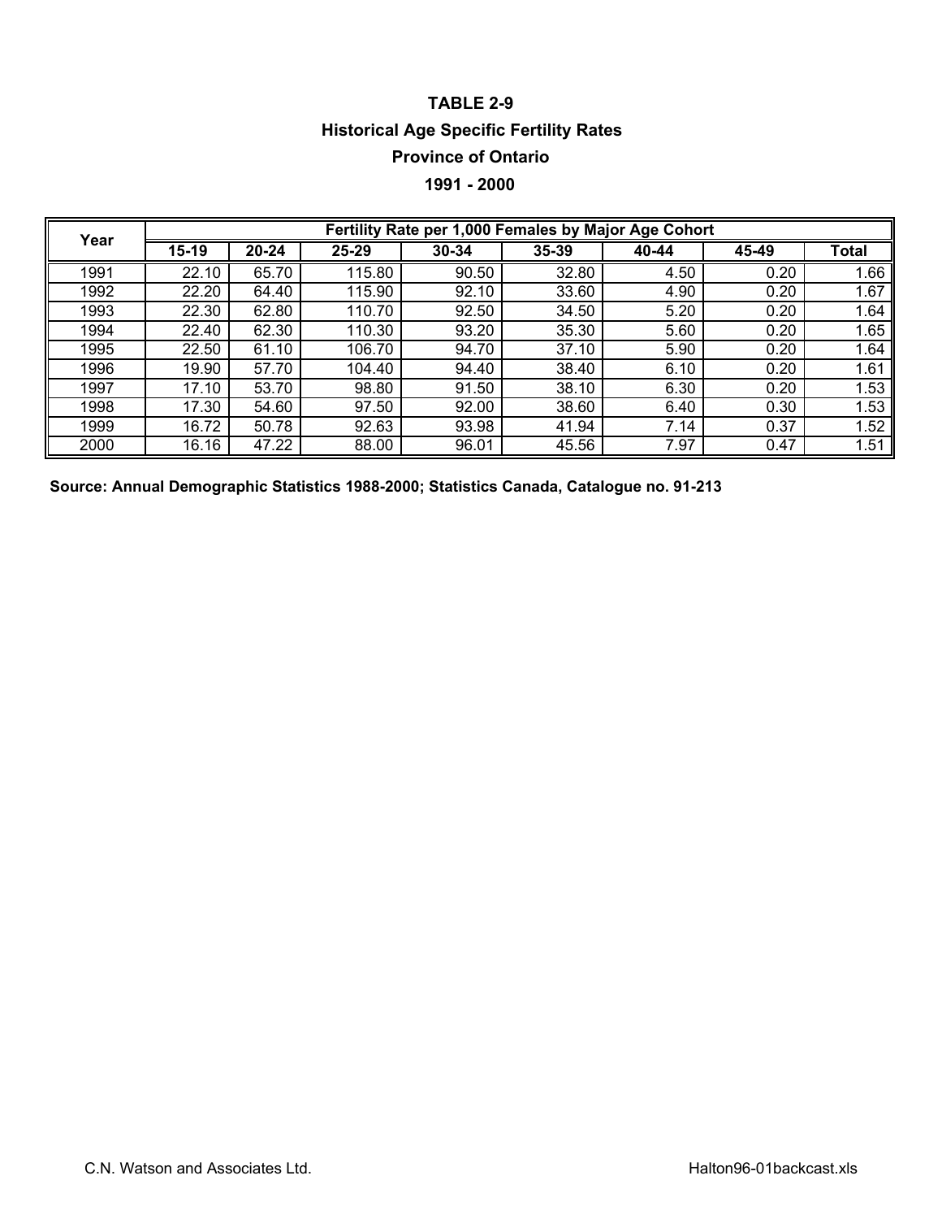# TABLE 2-9

## Historical Age Specific Fertility Rates

## Province of Ontario

## 1991 - 2000

| Year | Fertility Rate per 1,000 Females by Major Age Cohort | | | | | | | |
|---|---|---|---|---|---|---|---|---|
| | 15-19 | 20-24 | 25-29 | 30-34 | 35-39 | 40-44 | 45-49 | Total |
| 1991 | 22.10 | 65.70 | 115.80 | 90.50 | 32.80 | 4.50 | 0.20 | 1.66 |
| 1992 | 22.20 | 64.40 | 115.90 | 92.10 | 33.60 | 4.90 | 0.20 | 1.67 |
| 1993 | 22.30 | 62.80 | 110.70 | 92.50 | 34.50 | 5.20 | 0.20 | 1.64 |
| 1994 | 22.40 | 62.30 | 110.30 | 93.20 | 35.30 | 5.60 | 0.20 | 1.65 |
| 1995 | 22.50 | 61.10 | 106.70 | 94.70 | 37.10 | 5.90 | 0.20 | 1.64 |
| 1996 | 19.90 | 57.70 | 104.40 | 94.40 | 38.40 | 6.10 | 0.20 | 1.61 |
| 1997 | 17.10 | 53.70 | 98.80 | 91.50 | 38.10 | 6.30 | 0.20 | 1.53 |
| 1998 | 17.30 | 54.60 | 97.50 | 92.00 | 38.60 | 6.40 | 0.30 | 1.53 |
| 1999 | 16.72 | 50.78 | 92.63 | 93.98 | 41.94 | 7.14 | 0.37 | 1.52 |
| 2000 | 16.16 | 47.22 | 88.00 | 96.01 | 45.56 | 7.97 | 0.47 | 1.51 |

**Source: Annual Demographic Statistics 1988-2000; Statistics Canada, Catalogue no. 91-213**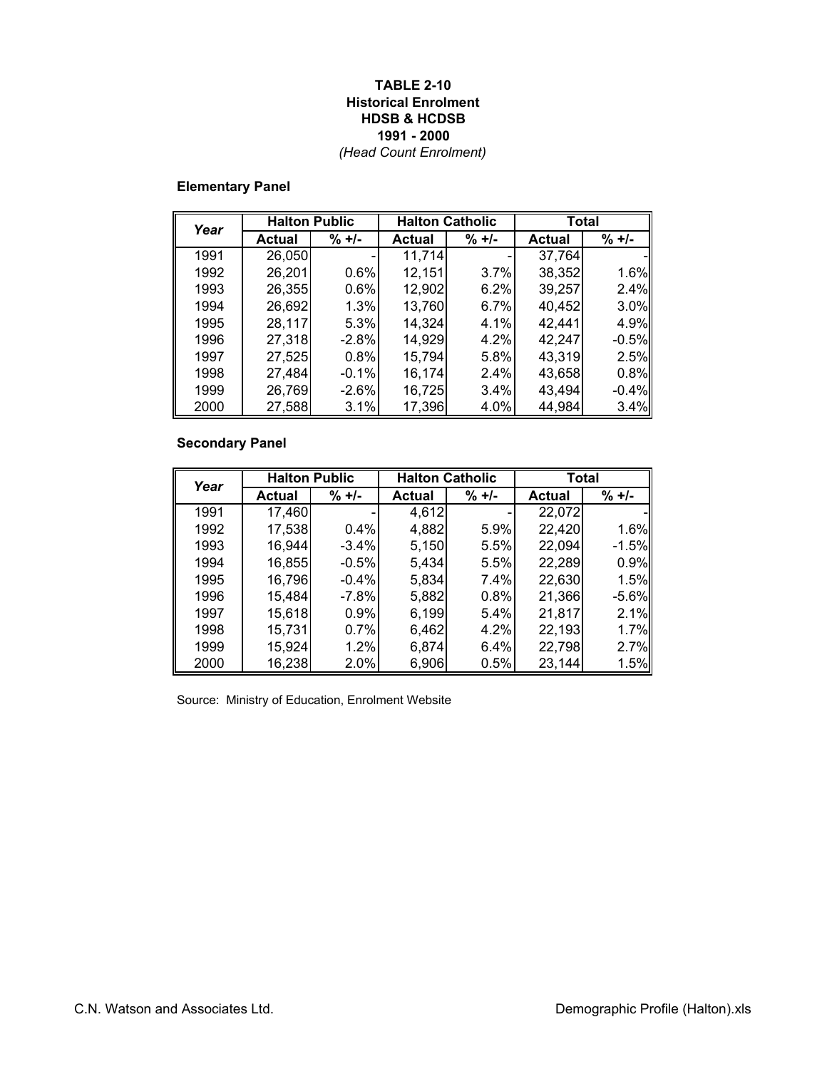**TABLE 2-10**
**Historical Enrolment**
**HDSB & HCDSB**
**1991 - 2000**
*(Head Count Enrolment)*

**Elementary Panel**

| Year | Halton Public | | Halton Catholic | | Total | |
|---|---|---|---|---|---|---|
| | Actual | % +/- | Actual | % +/- | Actual | % +/- |
| 1991 | 26,050 | - | 11,714 | - | 37,764 | - |
| 1992 | 26,201 | 0.6% | 12,151 | 3.7% | 38,352 | 1.6% |
| 1993 | 26,355 | 0.6% | 12,902 | 6.2% | 39,257 | 2.4% |
| 1994 | 26,692 | 1.3% | 13,760 | 6.7% | 40,452 | 3.0% |
| 1995 | 28,117 | 5.3% | 14,324 | 4.1% | 42,441 | 4.9% |
| 1996 | 27,318 | -2.8% | 14,929 | 4.2% | 42,247 | -0.5% |
| 1997 | 27,525 | 0.8% | 15,794 | 5.8% | 43,319 | 2.5% |
| 1998 | 27,484 | -0.1% | 16,174 | 2.4% | 43,658 | 0.8% |
| 1999 | 26,769 | -2.6% | 16,725 | 3.4% | 43,494 | -0.4% |
| 2000 | 27,588 | 3.1% | 17,396 | 4.0% | 44,984 | 3.4% |

**Secondary Panel**

| Year | Halton Public | | Halton Catholic | | Total | |
|---|---|---|---|---|---|---|
| | Actual | % +/- | Actual | % +/- | Actual | % +/- |
| 1991 | 17,460 | - | 4,612 | - | 22,072 | - |
| 1992 | 17,538 | 0.4% | 4,882 | 5.9% | 22,420 | 1.6% |
| 1993 | 16,944 | -3.4% | 5,150 | 5.5% | 22,094 | -1.5% |
| 1994 | 16,855 | -0.5% | 5,434 | 5.5% | 22,289 | 0.9% |
| 1995 | 16,796 | -0.4% | 5,834 | 7.4% | 22,630 | 1.5% |
| 1996 | 15,484 | -7.8% | 5,882 | 0.8% | 21,366 | -5.6% |
| 1997 | 15,618 | 0.9% | 6,199 | 5.4% | 21,817 | 2.1% |
| 1998 | 15,731 | 0.7% | 6,462 | 4.2% | 22,193 | 1.7% |
| 1999 | 15,924 | 1.2% | 6,874 | 6.4% | 22,798 | 2.7% |
| 2000 | 16,238 | 2.0% | 6,906 | 0.5% | 23,144 | 1.5% |

Source: Ministry of Education, Enrolment Website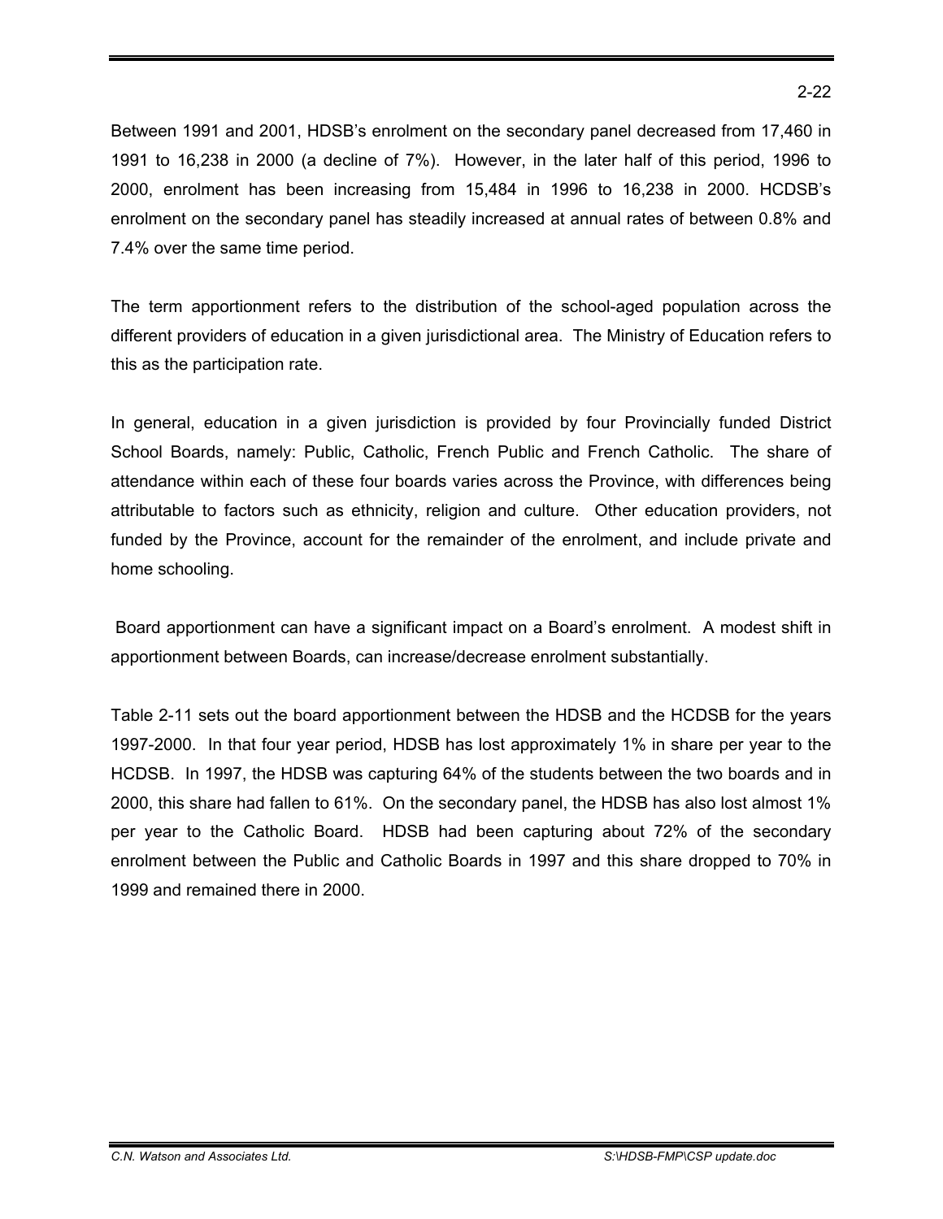Between 1991 and 2001, HDSB's enrolment on the secondary panel decreased from 17,460 in 1991 to 16,238 in 2000 (a decline of 7%). However, in the later half of this period, 1996 to 2000, enrolment has been increasing from 15,484 in 1996 to 16,238 in 2000. HCDSB's enrolment on the secondary panel has steadily increased at annual rates of between 0.8% and 7.4% over the same time period.

The term apportionment refers to the distribution of the school-aged population across the different providers of education in a given jurisdictional area. The Ministry of Education refers to this as the participation rate.

In general, education in a given jurisdiction is provided by four Provincially funded District School Boards, namely: Public, Catholic, French Public and French Catholic. The share of attendance within each of these four boards varies across the Province, with differences being attributable to factors such as ethnicity, religion and culture. Other education providers, not funded by the Province, account for the remainder of the enrolment, and include private and home schooling.

Board apportionment can have a significant impact on a Board's enrolment. A modest shift in apportionment between Boards, can increase/decrease enrolment substantially.

Table 2-11 sets out the board apportionment between the HDSB and the HCDSB for the years 1997-2000. In that four year period, HDSB has lost approximately 1% in share per year to the HCDSB. In 1997, the HDSB was capturing 64% of the students between the two boards and in 2000, this share had fallen to 61%. On the secondary panel, the HDSB has also lost almost 1% per year to the Catholic Board. HDSB had been capturing about 72% of the secondary enrolment between the Public and Catholic Boards in 1997 and this share dropped to 70% in 1999 and remained there in 2000.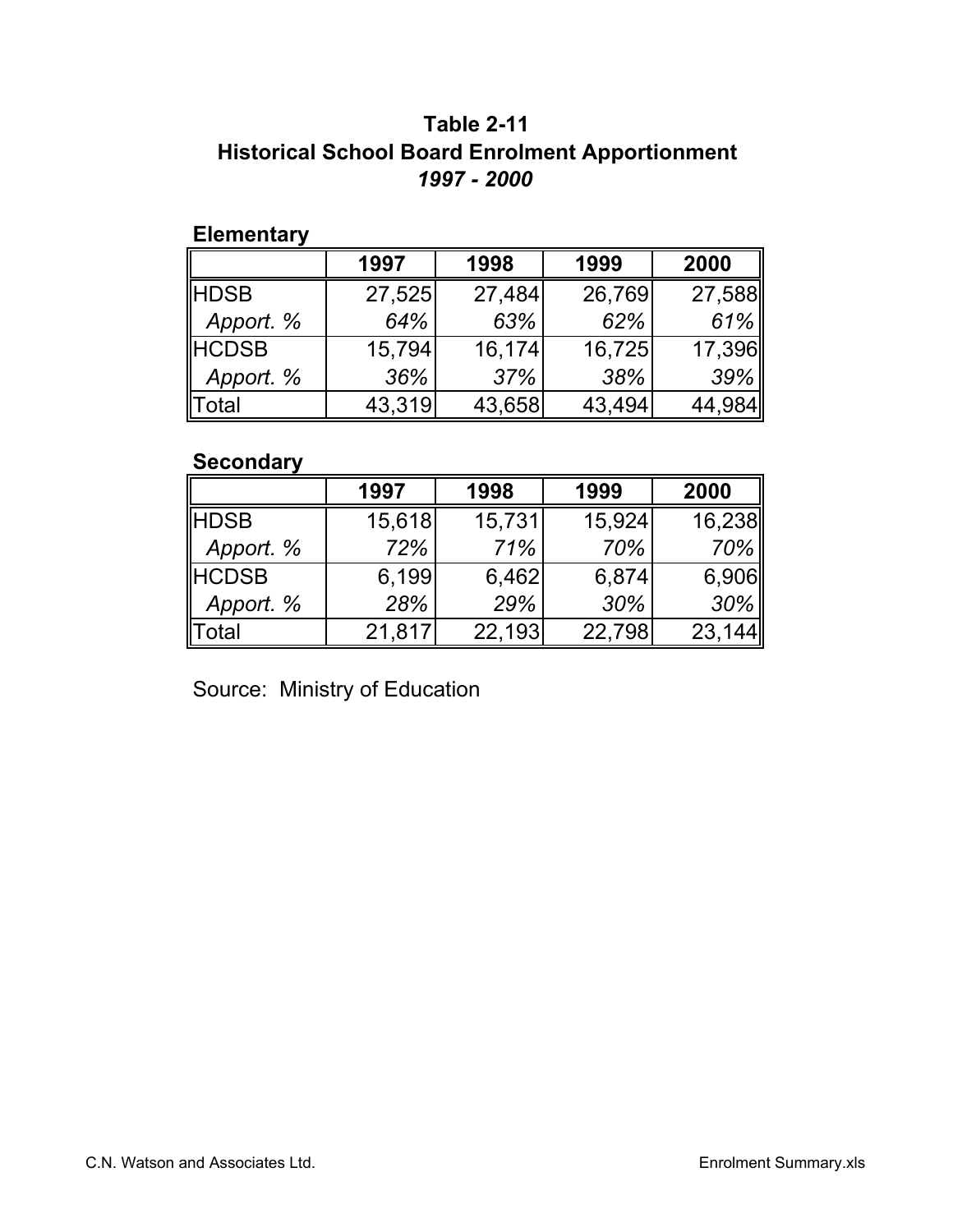# Table 2-11
## Historical School Board Enrolment Apportionment
### *1997 - 2000*

**Elementary**

| | 1997 | 1998 | 1999 | 2000 |
|---|---|---|---|---|
| HDSB | 27,525 | 27,484 | 26,769 | 27,588 |
| *Apport. %* | *64%* | *63%* | *62%* | *61%* |
| HCDSB | 15,794 | 16,174 | 16,725 | 17,396 |
| *Apport. %* | *36%* | *37%* | *38%* | *39%* |
| Total | 43,319 | 43,658 | 43,494 | 44,984 |

**Secondary**

| | 1997 | 1998 | 1999 | 2000 |
|---|---|---|---|---|
| HDSB | 15,618 | 15,731 | 15,924 | 16,238 |
| *Apport. %* | *72%* | *71%* | *70%* | *70%* |
| HCDSB | 6,199 | 6,462 | 6,874 | 6,906 |
| *Apport. %* | *28%* | *29%* | *30%* | *30%* |
| Total | 21,817 | 22,193 | 22,798 | 23,144 |

Source: Ministry of Education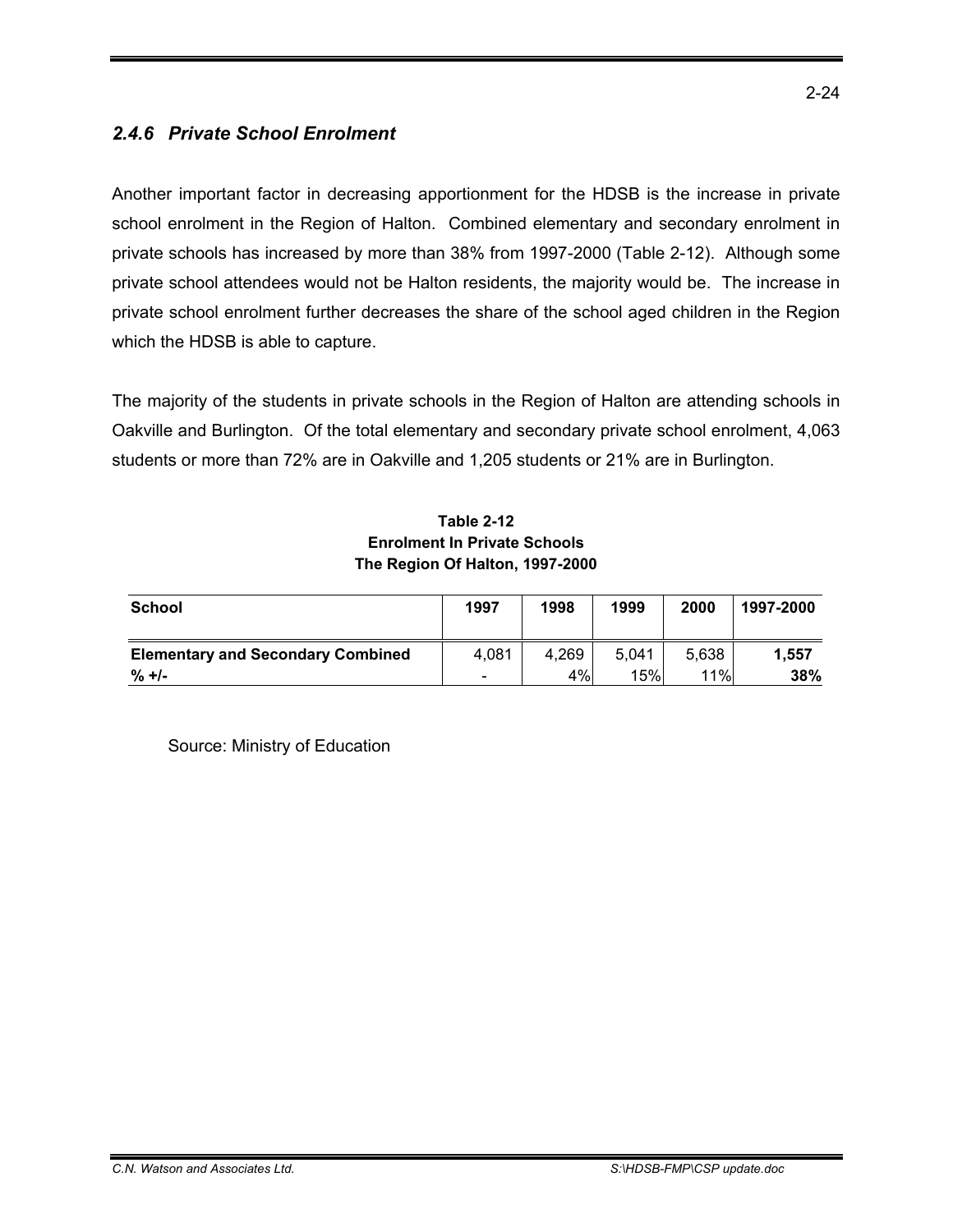### *2.4.6 Private School Enrolment*

Another important factor in decreasing apportionment for the HDSB is the increase in private school enrolment in the Region of Halton. Combined elementary and secondary enrolment in private schools has increased by more than 38% from 1997-2000 (Table 2-12). Although some private school attendees would not be Halton residents, the majority would be. The increase in private school enrolment further decreases the share of the school aged children in the Region which the HDSB is able to capture.

The majority of the students in private schools in the Region of Halton are attending schools in Oakville and Burlington. Of the total elementary and secondary private school enrolment, 4,063 students or more than 72% are in Oakville and 1,205 students or 21% are in Burlington.

**Table 2-12**
**Enrolment In Private Schools**
**The Region Of Halton, 1997-2000**

| School | 1997 | 1998 | 1999 | 2000 | 1997-2000 |
|---|---|---|---|---|---|
| **Elementary and Secondary Combined** | 4,081 | 4,269 | 5,041 | 5,638 | **1,557** |
| **% +/-** | - | 4% | 15% | 11% | **38%** |

Source: Ministry of Education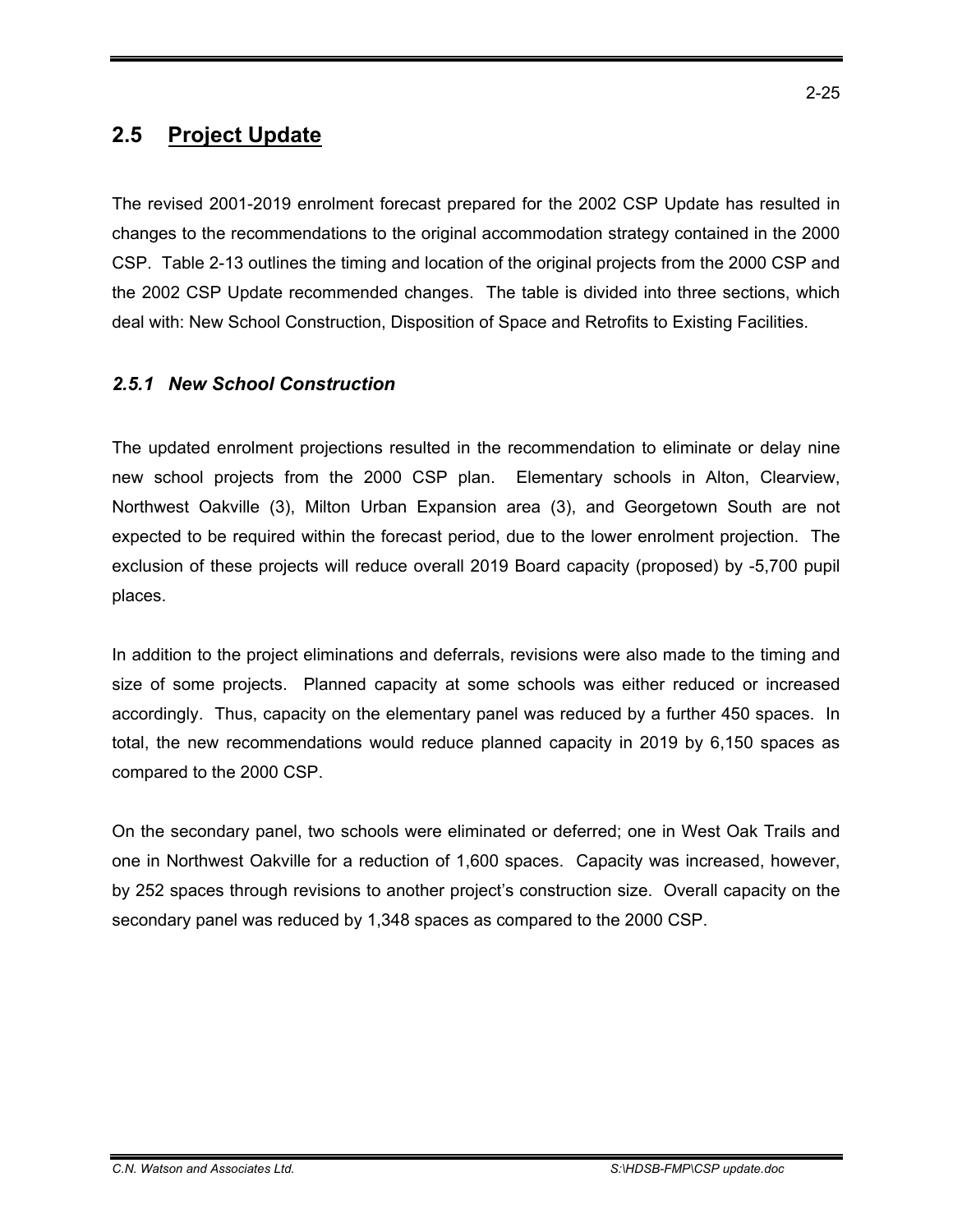## 2.5 Project Update

The revised 2001-2019 enrolment forecast prepared for the 2002 CSP Update has resulted in changes to the recommendations to the original accommodation strategy contained in the 2000 CSP. Table 2-13 outlines the timing and location of the original projects from the 2000 CSP and the 2002 CSP Update recommended changes. The table is divided into three sections, which deal with: New School Construction, Disposition of Space and Retrofits to Existing Facilities.

### *2.5.1 New School Construction*

The updated enrolment projections resulted in the recommendation to eliminate or delay nine new school projects from the 2000 CSP plan. Elementary schools in Alton, Clearview, Northwest Oakville (3), Milton Urban Expansion area (3), and Georgetown South are not expected to be required within the forecast period, due to the lower enrolment projection. The exclusion of these projects will reduce overall 2019 Board capacity (proposed) by -5,700 pupil places.

In addition to the project eliminations and deferrals, revisions were also made to the timing and size of some projects. Planned capacity at some schools was either reduced or increased accordingly. Thus, capacity on the elementary panel was reduced by a further 450 spaces. In total, the new recommendations would reduce planned capacity in 2019 by 6,150 spaces as compared to the 2000 CSP.

On the secondary panel, two schools were eliminated or deferred; one in West Oak Trails and one in Northwest Oakville for a reduction of 1,600 spaces. Capacity was increased, however, by 252 spaces through revisions to another project's construction size. Overall capacity on the secondary panel was reduced by 1,348 spaces as compared to the 2000 CSP.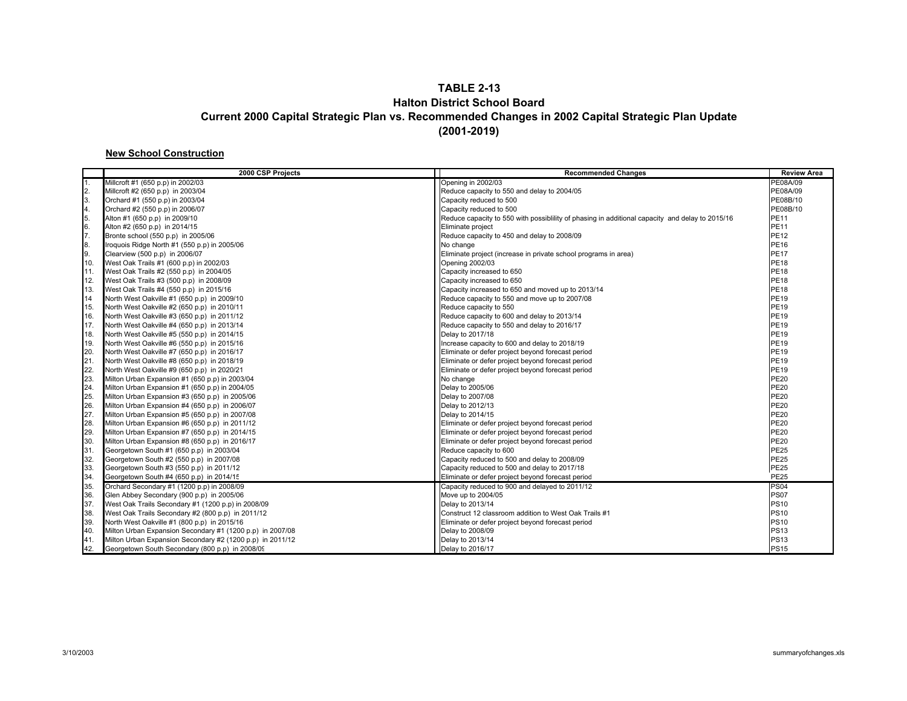## TABLE 2-13
## Halton District School Board
## Current 2000 Capital Strategic Plan vs. Recommended Changes in 2002 Capital Strategic Plan Update
## (2001-2019)

**New School Construction**

| | 2000 CSP Projects | Recommended Changes | Review Area |
|---|---|---|---|
| 1. | Millcroft #1 (650 p.p) in 2002/03 | Opening in 2002/03 | PE08A/09 |
| 2. | Millcroft #2 (650 p.p) in 2003/04 | Reduce capacity to 550 and delay to 2004/05 | PE08A/09 |
| 3. | Orchard #1 (550 p.p) in 2003/04 | Capacity reduced to 500 | PE08B/10 |
| 4. | Orchard #2 (550 p.p) in 2006/07 | Capacity reduced to 500 | PE08B/10 |
| 5. | Alton #1 (650 p.p) in 2009/10 | Reduce capacity to 550 with possiblility of phasing in additional capacity and delay to 2015/16 | PE11 |
| 6. | Alton #2 (650 p.p) in 2014/15 | Eliminate project | PE11 |
| 7. | Bronte school (550 p.p) in 2005/06 | Reduce capacity to 450 and delay to 2008/09 | PE12 |
| 8. | Iroquois Ridge North #1 (550 p.p) in 2005/06 | No change | PE16 |
| 9. | Clearview (500 p.p) in 2006/07 | Eliminate project (increase in private school programs in area) | PE17 |
| 10. | West Oak Trails #1 (600 p.p) in 2002/03 | Opening 2002/03 | PE18 |
| 11. | West Oak Trails #2 (550 p.p) in 2004/05 | Capacity increased to 650 | PE18 |
| 12. | West Oak Trails #3 (500 p.p) in 2008/09 | Capacity increased to 650 | PE18 |
| 13. | West Oak Trails #4 (550 p.p) in 2015/16 | Capacity increased to 650 and moved up to 2013/14 | PE18 |
| 14 | North West Oakville #1 (650 p.p) in 2009/10 | Reduce capacity to 550 and move up to 2007/08 | PE19 |
| 15. | North West Oakville #2 (650 p.p) in 2010/11 | Reduce capacity to 550 | PE19 |
| 16. | North West Oakville #3 (650 p.p) in 2011/12 | Reduce capacity to 600 and delay to 2013/14 | PE19 |
| 17. | North West Oakville #4 (650 p.p) in 2013/14 | Reduce capacity to 550 and delay to 2016/17 | PE19 |
| 18. | North West Oakville #5 (550 p.p) in 2014/15 | Delay to 2017/18 | PE19 |
| 19. | North West Oakville #6 (550 p.p) in 2015/16 | Increase capacity to 600 and delay to 2018/19 | PE19 |
| 20. | North West Oakville #7 (650 p.p) in 2016/17 | Eliminate or defer project beyond forecast period | PE19 |
| 21. | North West Oakville #8 (650 p.p) in 2018/19 | Eliminate or defer project beyond forecast period | PE19 |
| 22. | North West Oakville #9 (650 p.p) in 2020/21 | Eliminate or defer project beyond forecast period | PE19 |
| 23. | Milton Urban Expansion #1 (650 p.p) in 2003/04 | No change | PE20 |
| 24. | Milton Urban Expansion #1 (650 p.p) in 2004/05 | Delay to 2005/06 | PE20 |
| 25. | Milton Urban Expansion #3 (650 p.p) in 2005/06 | Delay to 2007/08 | PE20 |
| 26. | Milton Urban Expansion #4 (650 p.p) in 2006/07 | Delay to 2012/13 | PE20 |
| 27. | Milton Urban Expansion #5 (650 p.p) in 2007/08 | Delay to 2014/15 | PE20 |
| 28. | Milton Urban Expansion #6 (650 p.p) in 2011/12 | Eliminate or defer project beyond forecast period | PE20 |
| 29. | Milton Urban Expansion #7 (650 p.p) in 2014/15 | Eliminate or defer project beyond forecast period | PE20 |
| 30. | Milton Urban Expansion #8 (650 p.p) in 2016/17 | Eliminate or defer project beyond forecast period | PE20 |
| 31. | Georgetown South #1 (650 p.p) in 2003/04 | Reduce capacity to 600 | PE25 |
| 32. | Georgetown South #2 (550 p.p) in 2007/08 | Capacity reduced to 500 and delay to 2008/09 | PE25 |
| 33. | Georgetown South #3 (550 p.p) in 2011/12 | Capacity reduced to 500 and delay to 2017/18 | PE25 |
| 34. | Georgetown South #4 (650 p.p) in 2014/15 | Eliminate or defer project beyond forecast period | PE25 |
| 35. | Orchard Secondary #1 (1200 p.p) in 2008/09 | Capacity reduced to 900 and delayed to 2011/12 | PS04 |
| 36. | Glen Abbey Secondary (900 p.p) in 2005/06 | Move up to 2004/05 | PS07 |
| 37. | West Oak Trails Secondary #1 (1200 p.p) in 2008/09 | Delay to 2013/14 | PS10 |
| 38. | West Oak Trails Secondary #2 (800 p.p) in 2011/12 | Construct 12 classroom addition to West Oak Trails #1 | PS10 |
| 39. | North West Oakville #1 (800 p.p) in 2015/16 | Eliminate or defer project beyond forecast period | PS10 |
| 40. | Milton Urban Expansion Secondary #1 (1200 p.p) in 2007/08 | Delay to 2008/09 | PS13 |
| 41. | Milton Urban Expansion Secondary #2 (1200 p.p) in 2011/12 | Delay to 2013/14 | PS13 |
| 42. | Georgetown South Secondary (800 p.p) in 2008/09 | Delay to 2016/17 | PS15 |

3/10/2003 summaryofchanges.xls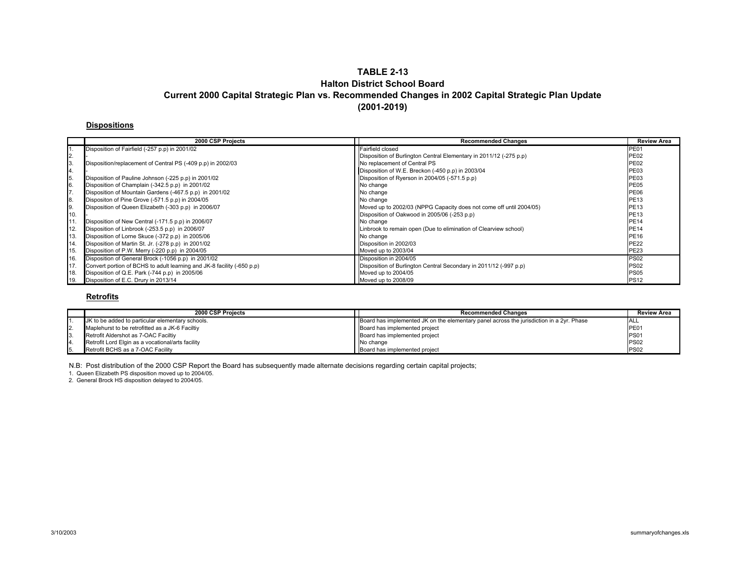# TABLE 2-13
## Halton District School Board
## Current 2000 Capital Strategic Plan vs. Recommended Changes in 2002 Capital Strategic Plan Update
## (2001-2019)

**Dispositions**

| | 2000 CSP Projects | Recommended Changes | Review Area |
|---|---|---|---|
| 1. | Disposition of Fairfield (-257 p.p) in 2001/02 | Fairfield closed | PE01 |
| 2. | - | Disposition of Burlington Central Elementary in 2011/12 (-275 p.p) | PE02 |
| 3. | Disposition/replacement of Central PS (-409 p.p) in 2002/03 | No replacement of Central PS | PE02 |
| 4. | - | Disposition of W.E. Breckon (-450 p.p) in 2003/04 | PE03 |
| 5. | Disposition of Pauline Johnson (-225 p.p) in 2001/02 | Disposition of Ryerson in 2004/05 (-571.5 p.p) | PE03 |
| 6. | Disposition of Champlain (-342.5 p.p) in 2001/02 | No change | PE05 |
| 7. | Disposition of Mountain Gardens (-467.5 p.p) in 2001/02 | No change | PE06 |
| 8. | Dispositon of Pine Grove (-571.5 p.p) in 2004/05 | No change | PE13 |
| 9. | Disposition of Queen Elizabeth (-303 p.p) in 2006/07 | Moved up to 2002/03 (NPPG Capacity does not come off until 2004/05) | PE13 |
| 10. | - | Disposition of Oakwood in 2005/06 (-253 p.p) | PE13 |
| 11. | Disposition of New Central (-171.5 p.p) in 2006/07 | No change | PE14 |
| 12. | Disposition of Linbrook (-253.5 p.p) in 2006/07 | Linbrook to remain open (Due to elimination of Clearview school) | PE14 |
| 13. | Disposition of Lorne Skuce (-372 p.p) in 2005/06 | No change | PE16 |
| 14. | Disposition of Martin St. Jr. (-278 p.p) in 2001/02 | Disposition in 2002/03 | PE22 |
| 15. | Disposition of P.W. Merry (-220 p.p) in 2004/05 | Moved up to 2003/04 | PE23 |
| 16. | Disposition of General Brock (-1056 p.p) in 2001/02 | Disposition in 2004/05 | PS02 |
| 17. | Convert portion of BCHS to adult learning and JK-8 facility (-650 p.p) | Disposition of Burlington Central Secondary in 2011/12 (-997 p.p) | PS02 |
| 18. | Disposition of Q.E. Park (-744 p.p) in 2005/06 | Moved up to 2004/05 | PS05 |
| 19. | Disposition of E.C. Drury in 2013/14 | Moved up to 2008/09 | PS12 |

**Retrofits**

| | 2000 CSP Projects | Recommended Changes | Review Area |
|---|---|---|---|
| 1. | JK to be added to particular elementary schools. | Board has implemented JK on the elementary panel across the jurisdiction in a 2yr. Phase | ALL |
| 2. | Maplehurst to be retrofitted as a JK-6 Faciltiy | Board has implemented project | PE01 |
| 3. | Retrofit Aldershot as 7-OAC Faciltiy | Board has implemented project | PS01 |
| 4. | Retrofit Lord Elgin as a vocational/arts facility | No change | PS02 |
| 5. | Retrofit BCHS as a 7-OAC Facility | Board has implemented project | PS02 |

N.B: Post distribution of the 2000 CSP Report the Board has subsequently made alternate decisions regarding certain capital projects;

1. Queen Elizabeth PS disposition moved up to 2004/05.
2. General Brock HS disposition delayed to 2004/05.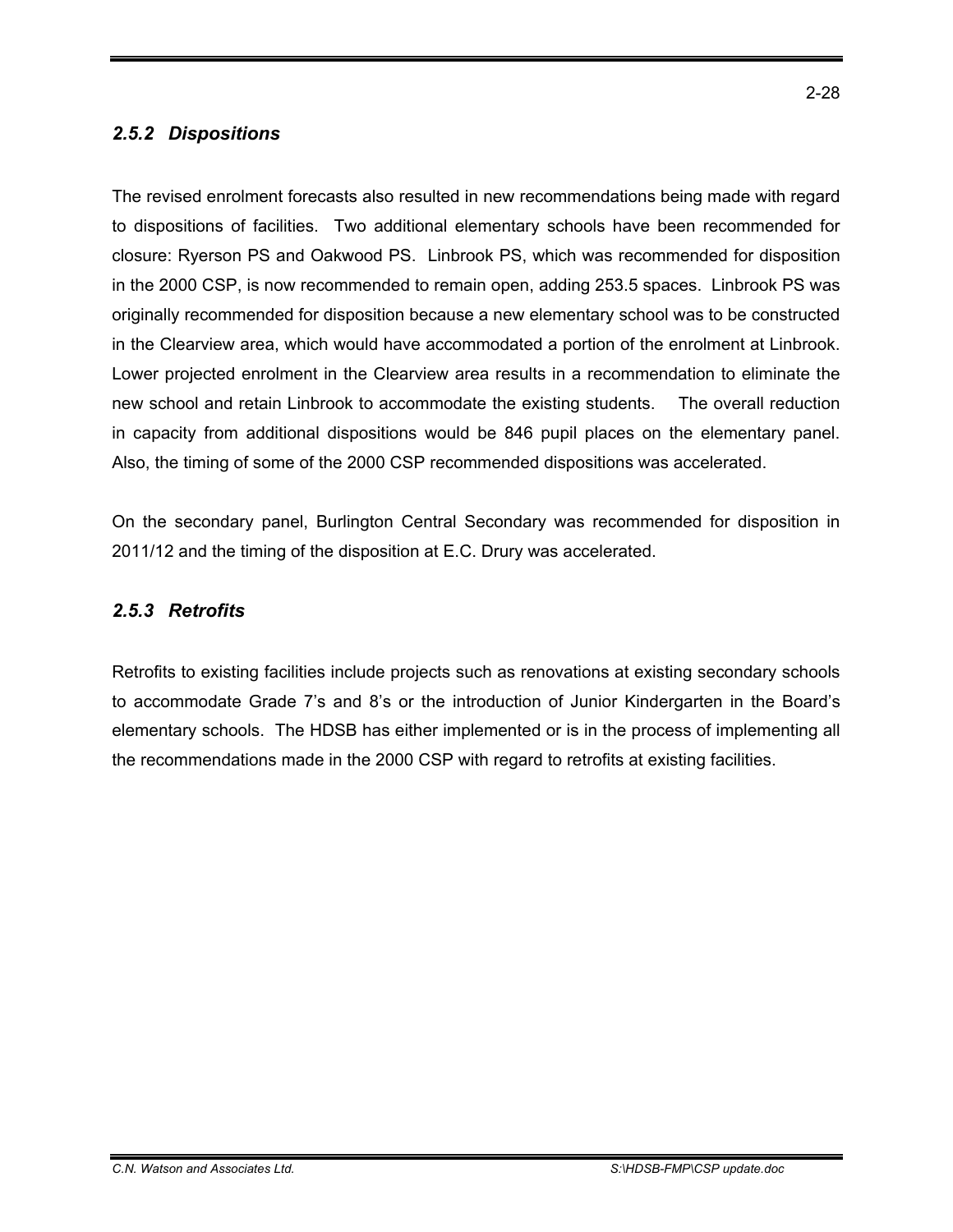### *2.5.2 Dispositions*

The revised enrolment forecasts also resulted in new recommendations being made with regard to dispositions of facilities. Two additional elementary schools have been recommended for closure: Ryerson PS and Oakwood PS. Linbrook PS, which was recommended for disposition in the 2000 CSP, is now recommended to remain open, adding 253.5 spaces. Linbrook PS was originally recommended for disposition because a new elementary school was to be constructed in the Clearview area, which would have accommodated a portion of the enrolment at Linbrook. Lower projected enrolment in the Clearview area results in a recommendation to eliminate the new school and retain Linbrook to accommodate the existing students. The overall reduction in capacity from additional dispositions would be 846 pupil places on the elementary panel. Also, the timing of some of the 2000 CSP recommended dispositions was accelerated.

On the secondary panel, Burlington Central Secondary was recommended for disposition in 2011/12 and the timing of the disposition at E.C. Drury was accelerated.

### *2.5.3 Retrofits*

Retrofits to existing facilities include projects such as renovations at existing secondary schools to accommodate Grade 7's and 8's or the introduction of Junior Kindergarten in the Board's elementary schools. The HDSB has either implemented or is in the process of implementing all the recommendations made in the 2000 CSP with regard to retrofits at existing facilities.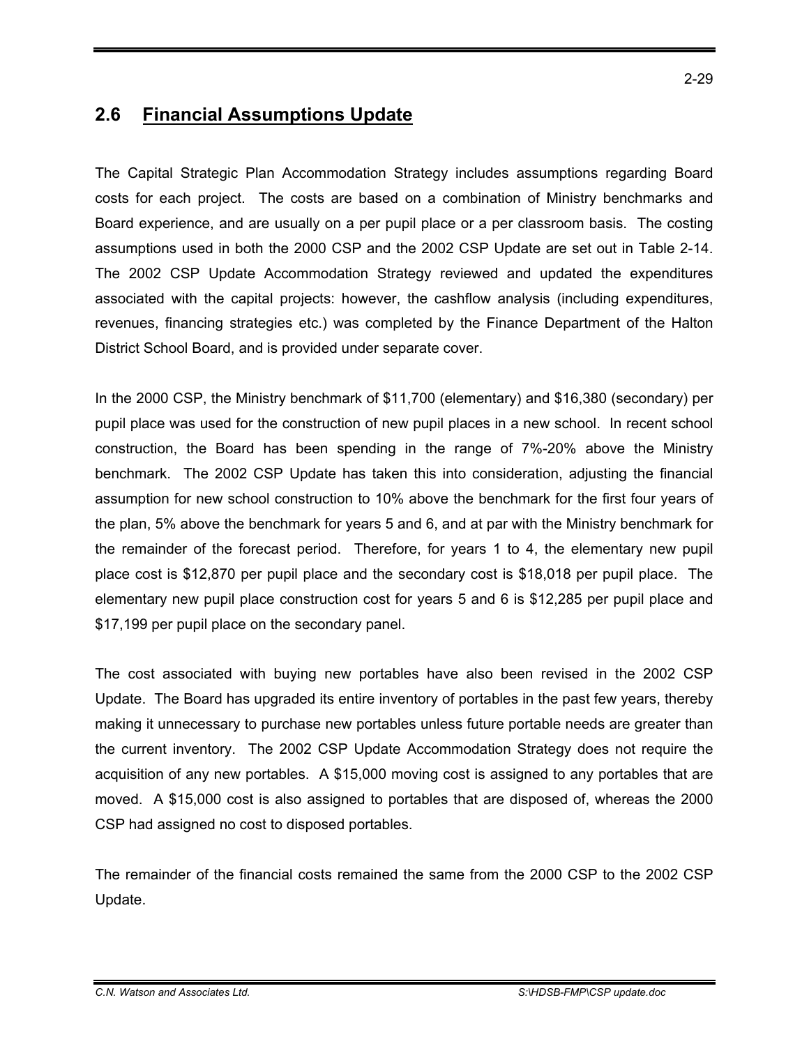## 2.6 Financial Assumptions Update

The Capital Strategic Plan Accommodation Strategy includes assumptions regarding Board costs for each project. The costs are based on a combination of Ministry benchmarks and Board experience, and are usually on a per pupil place or a per classroom basis. The costing assumptions used in both the 2000 CSP and the 2002 CSP Update are set out in Table 2-14. The 2002 CSP Update Accommodation Strategy reviewed and updated the expenditures associated with the capital projects: however, the cashflow analysis (including expenditures, revenues, financing strategies etc.) was completed by the Finance Department of the Halton District School Board, and is provided under separate cover.

In the 2000 CSP, the Ministry benchmark of $11,700 (elementary) and $16,380 (secondary) per pupil place was used for the construction of new pupil places in a new school. In recent school construction, the Board has been spending in the range of 7%-20% above the Ministry benchmark. The 2002 CSP Update has taken this into consideration, adjusting the financial assumption for new school construction to 10% above the benchmark for the first four years of the plan, 5% above the benchmark for years 5 and 6, and at par with the Ministry benchmark for the remainder of the forecast period. Therefore, for years 1 to 4, the elementary new pupil place cost is $12,870 per pupil place and the secondary cost is $18,018 per pupil place. The elementary new pupil place construction cost for years 5 and 6 is $12,285 per pupil place and $17,199 per pupil place on the secondary panel.

The cost associated with buying new portables have also been revised in the 2002 CSP Update. The Board has upgraded its entire inventory of portables in the past few years, thereby making it unnecessary to purchase new portables unless future portable needs are greater than the current inventory. The 2002 CSP Update Accommodation Strategy does not require the acquisition of any new portables. A $15,000 moving cost is assigned to any portables that are moved. A $15,000 cost is also assigned to portables that are disposed of, whereas the 2000 CSP had assigned no cost to disposed portables.

The remainder of the financial costs remained the same from the 2000 CSP to the 2002 CSP Update.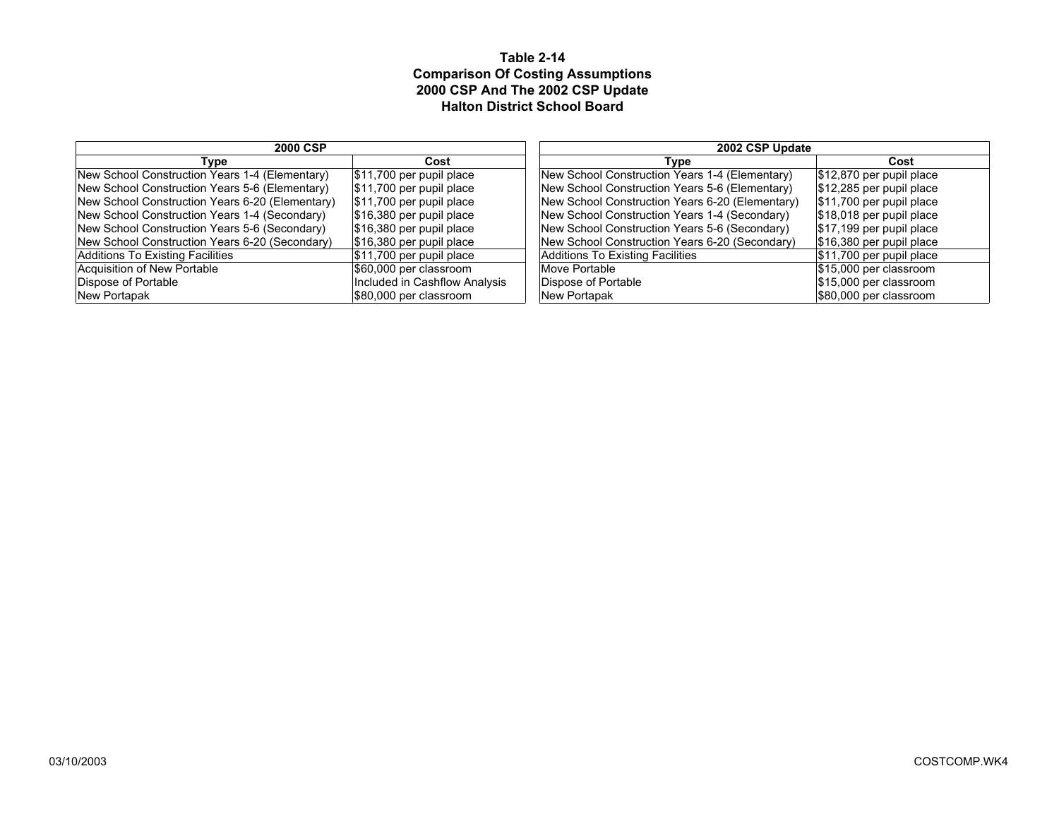**Table 2-14**
**Comparison Of Costing Assumptions**
**2000 CSP And The 2002 CSP Update**
**Halton District School Board**

| 2000 CSP | |
|---|---|
| **Type** | **Cost** |
| New School Construction Years 1-4 (Elementary) | $11,700 per pupil place |
| New School Construction Years 5-6 (Elementary) | $11,700 per pupil place |
| New School Construction Years 6-20 (Elementary) | $11,700 per pupil place |
| New School Construction Years 1-4 (Secondary) | $16,380 per pupil place |
| New School Construction Years 5-6 (Secondary) | $16,380 per pupil place |
| New School Construction Years 6-20 (Secondary) | $16,380 per pupil place |
| Additions To Existing Facilities | $11,700 per pupil place |
| Acquisition of New Portable | $60,000 per classroom |
| Dispose of Portable | Included in Cashflow Analysis |
| New Portapak | $80,000 per classroom |

| 2002 CSP Update | |
|---|---|
| **Type** | **Cost** |
| New School Construction Years 1-4 (Elementary) | $12,870 per pupil place |
| New School Construction Years 5-6 (Elementary) | $12,285 per pupil place |
| New School Construction Years 6-20 (Elementary) | $11,700 per pupil place |
| New School Construction Years 1-4 (Secondary) | $18,018 per pupil place |
| New School Construction Years 5-6 (Secondary) | $17,199 per pupil place |
| New School Construction Years 6-20 (Secondary) | $16,380 per pupil place |
| Additions To Existing Facilities | $11,700 per pupil place |
| Move Portable | $15,000 per classroom |
| Dispose of Portable | $15,000 per classroom |
| New Portapak | $80,000 per classroom |

03/10/2003 COSTCOMP.WK4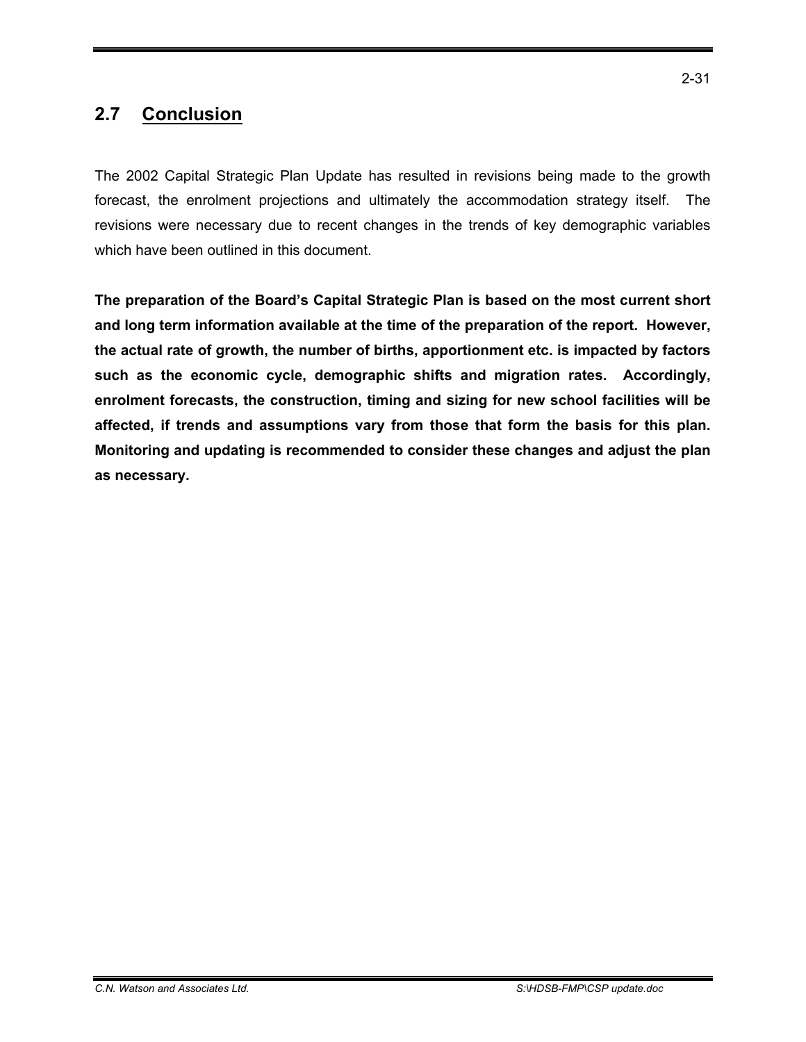## 2.7 Conclusion

The 2002 Capital Strategic Plan Update has resulted in revisions being made to the growth forecast, the enrolment projections and ultimately the accommodation strategy itself. The revisions were necessary due to recent changes in the trends of key demographic variables which have been outlined in this document.

**The preparation of the Board's Capital Strategic Plan is based on the most current short and long term information available at the time of the preparation of the report. However, the actual rate of growth, the number of births, apportionment etc. is impacted by factors such as the economic cycle, demographic shifts and migration rates. Accordingly, enrolment forecasts, the construction, timing and sizing for new school facilities will be affected, if trends and assumptions vary from those that form the basis for this plan. Monitoring and updating is recommended to consider these changes and adjust the plan as necessary.**